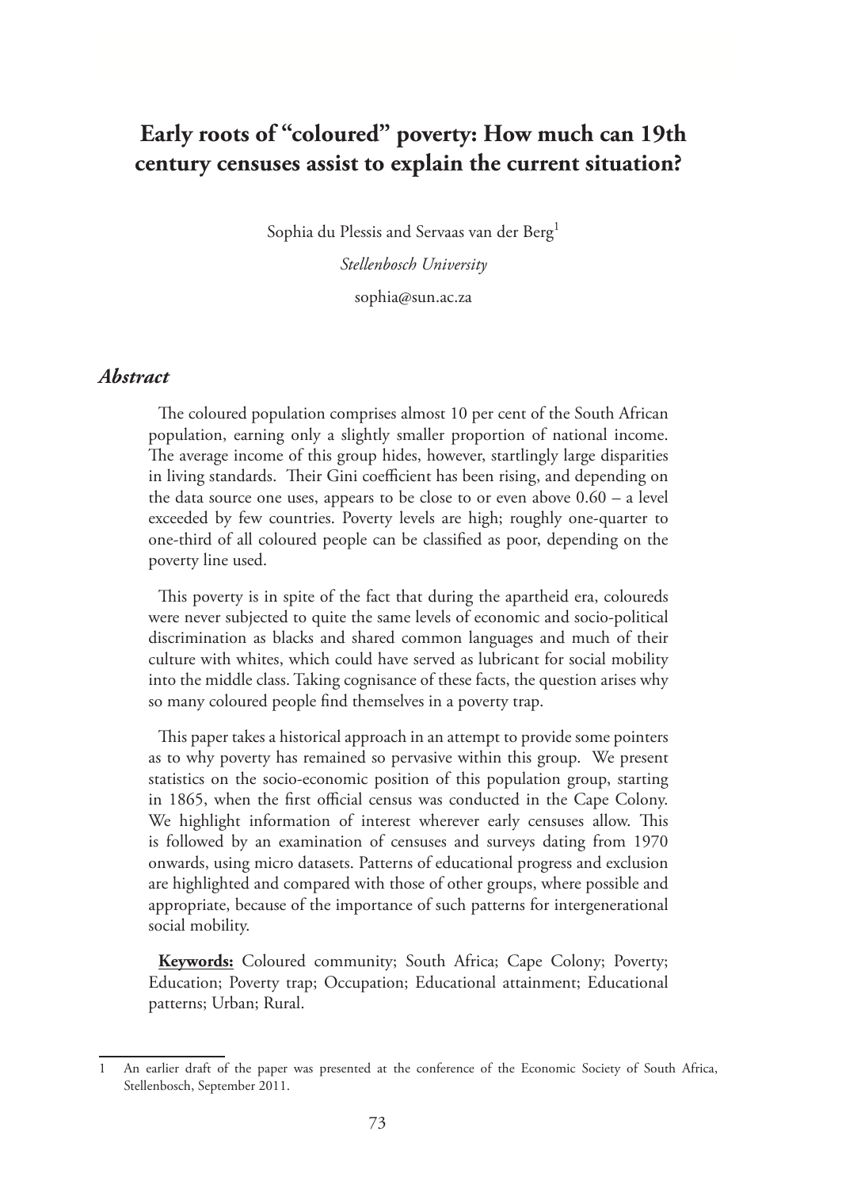# Early roots of "coloured" poverty: How much can 19th century censuses assist to explain the current situation?

Sophia du Plessis and Servaas van der Berg[1]

*Stellenbosch University*

sophia@sun.ac.za

## *Abstract*

The coloured population comprises almost 10 per cent of the South African population, earning only a slightly smaller proportion of national income. The average income of this group hides, however, startlingly large disparities in living standards. Their Gini coefficient has been rising, and depending on the data source one uses, appears to be close to or even above 0.60 – a level exceeded by few countries. Poverty levels are high; roughly one-quarter to one-third of all coloured people can be classified as poor, depending on the poverty line used.

This poverty is in spite of the fact that during the apartheid era, coloureds were never subjected to quite the same levels of economic and socio-political discrimination as blacks and shared common languages and much of their culture with whites, which could have served as lubricant for social mobility into the middle class. Taking cognisance of these facts, the question arises why so many coloured people find themselves in a poverty trap.

This paper takes a historical approach in an attempt to provide some pointers as to why poverty has remained so pervasive within this group. We present statistics on the socio-economic position of this population group, starting in 1865, when the first official census was conducted in the Cape Colony. We highlight information of interest wherever early censuses allow. This is followed by an examination of censuses and surveys dating from 1970 onwards, using micro datasets. Patterns of educational progress and exclusion are highlighted and compared with those of other groups, where possible and appropriate, because of the importance of such patterns for intergenerational social mobility.

**Keywords:** Coloured community; South Africa; Cape Colony; Poverty; Education; Poverty trap; Occupation; Educational attainment; Educational patterns; Urban; Rural.

---

1 An earlier draft of the paper was presented at the conference of the Economic Society of South Africa, Stellenbosch, September 2011.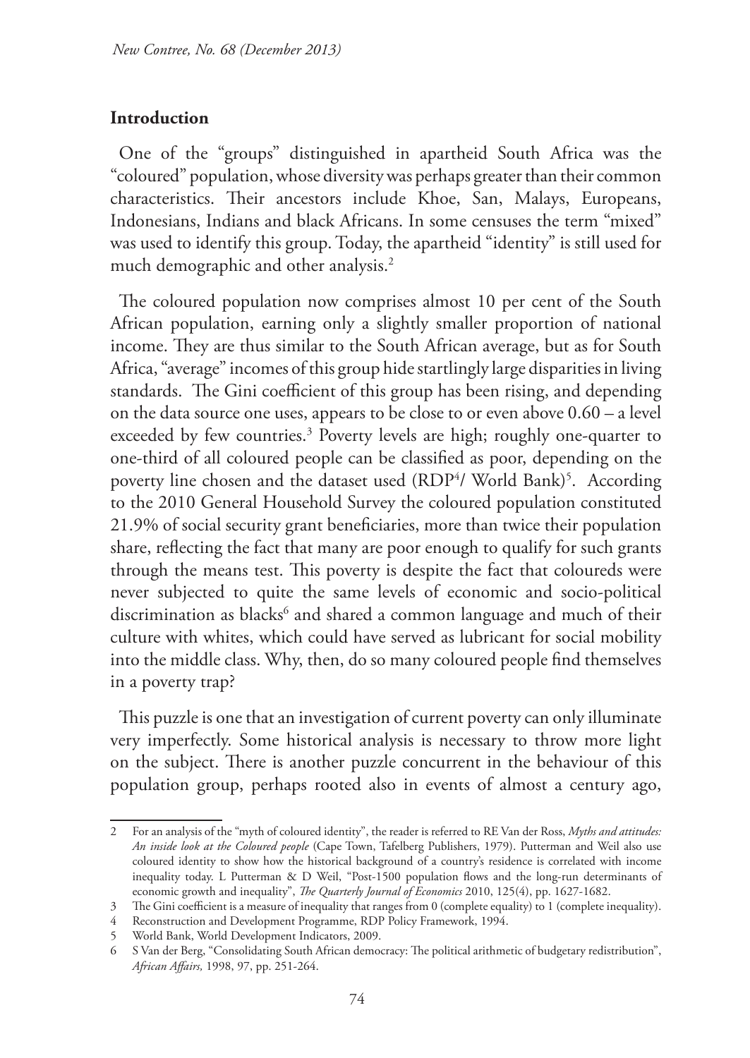## Introduction

One of the "groups" distinguished in apartheid South Africa was the "coloured" population, whose diversity was perhaps greater than their common characteristics. Their ancestors include Khoe, San, Malays, Europeans, Indonesians, Indians and black Africans. In some censuses the term "mixed" was used to identify this group. Today, the apartheid "identity" is still used for much demographic and other analysis.[2]

The coloured population now comprises almost 10 per cent of the South African population, earning only a slightly smaller proportion of national income. They are thus similar to the South African average, but as for South Africa, "average" incomes of this group hide startlingly large disparities in living standards. The Gini coefficient of this group has been rising, and depending on the data source one uses, appears to be close to or even above 0.60 – a level exceeded by few countries.[3] Poverty levels are high; roughly one-quarter to one-third of all coloured people can be classified as poor, depending on the poverty line chosen and the dataset used (RDP[4]/ World Bank)[5]. According to the 2010 General Household Survey the coloured population constituted 21.9% of social security grant beneficiaries, more than twice their population share, reflecting the fact that many are poor enough to qualify for such grants through the means test. This poverty is despite the fact that coloureds were never subjected to quite the same levels of economic and socio-political discrimination as blacks[6] and shared a common language and much of their culture with whites, which could have served as lubricant for social mobility into the middle class. Why, then, do so many coloured people find themselves in a poverty trap?

This puzzle is one that an investigation of current poverty can only illuminate very imperfectly. Some historical analysis is necessary to throw more light on the subject. There is another puzzle concurrent in the behaviour of this population group, perhaps rooted also in events of almost a century ago,

---

2 For an analysis of the "myth of coloured identity", the reader is referred to RE Van der Ross, *Myths and attitudes: An inside look at the Coloured people* (Cape Town, Tafelberg Publishers, 1979). Putterman and Weil also use coloured identity to show how the historical background of a country's residence is correlated with income inequality today. L Putterman & D Weil, "Post-1500 population flows and the long-run determinants of economic growth and inequality", *The Quarterly Journal of Economics* 2010, 125(4), pp. 1627-1682.

3 The Gini coefficient is a measure of inequality that ranges from 0 (complete equality) to 1 (complete inequality).

4 Reconstruction and Development Programme, RDP Policy Framework, 1994.

5 World Bank, World Development Indicators, 2009.

6 S Van der Berg, "Consolidating South African democracy: The political arithmetic of budgetary redistribution", *African Affairs,* 1998, 97, pp. 251-264.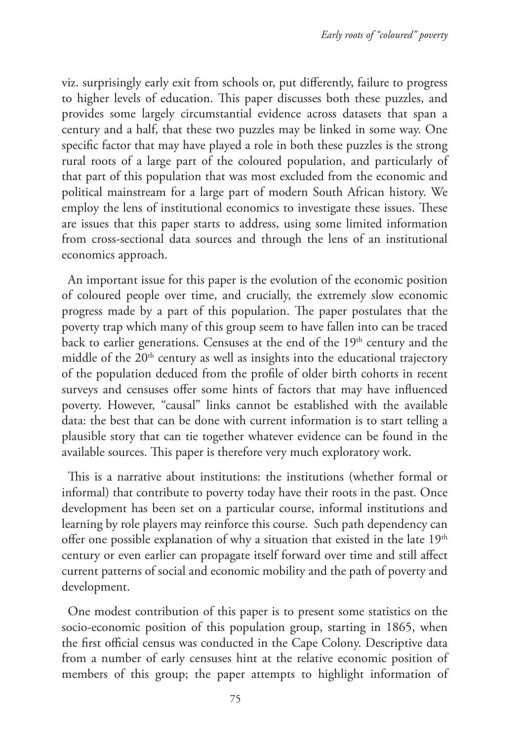viz. surprisingly early exit from schools or, put differently, failure to progress to higher levels of education. This paper discusses both these puzzles, and provides some largely circumstantial evidence across datasets that span a century and a half, that these two puzzles may be linked in some way. One specific factor that may have played a role in both these puzzles is the strong rural roots of a large part of the coloured population, and particularly of that part of this population that was most excluded from the economic and political mainstream for a large part of modern South African history. We employ the lens of institutional economics to investigate these issues. These are issues that this paper starts to address, using some limited information from cross-sectional data sources and through the lens of an institutional economics approach.

An important issue for this paper is the evolution of the economic position of coloured people over time, and crucially, the extremely slow economic progress made by a part of this population. The paper postulates that the poverty trap which many of this group seem to have fallen into can be traced back to earlier generations. Censuses at the end of the 19th century and the middle of the 20th century as well as insights into the educational trajectory of the population deduced from the profile of older birth cohorts in recent surveys and censuses offer some hints of factors that may have influenced poverty. However, "causal" links cannot be established with the available data: the best that can be done with current information is to start telling a plausible story that can tie together whatever evidence can be found in the available sources. This paper is therefore very much exploratory work.

This is a narrative about institutions: the institutions (whether formal or informal) that contribute to poverty today have their roots in the past. Once development has been set on a particular course, informal institutions and learning by role players may reinforce this course. Such path dependency can offer one possible explanation of why a situation that existed in the late 19th century or even earlier can propagate itself forward over time and still affect current patterns of social and economic mobility and the path of poverty and development.

One modest contribution of this paper is to present some statistics on the socio-economic position of this population group, starting in 1865, when the first official census was conducted in the Cape Colony. Descriptive data from a number of early censuses hint at the relative economic position of members of this group; the paper attempts to highlight information of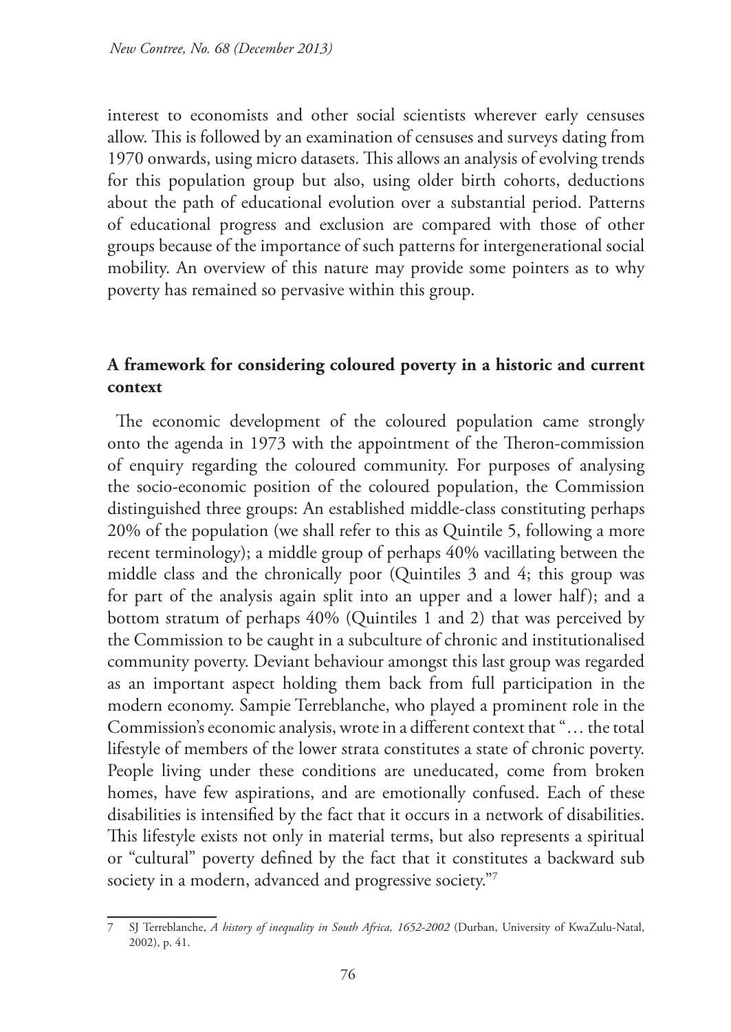interest to economists and other social scientists wherever early censuses allow. This is followed by an examination of censuses and surveys dating from 1970 onwards, using micro datasets. This allows an analysis of evolving trends for this population group but also, using older birth cohorts, deductions about the path of educational evolution over a substantial period. Patterns of educational progress and exclusion are compared with those of other groups because of the importance of such patterns for intergenerational social mobility. An overview of this nature may provide some pointers as to why poverty has remained so pervasive within this group.

## A framework for considering coloured poverty in a historic and current context

The economic development of the coloured population came strongly onto the agenda in 1973 with the appointment of the Theron-commission of enquiry regarding the coloured community. For purposes of analysing the socio-economic position of the coloured population, the Commission distinguished three groups: An established middle-class constituting perhaps 20% of the population (we shall refer to this as Quintile 5, following a more recent terminology); a middle group of perhaps 40% vacillating between the middle class and the chronically poor (Quintiles 3 and 4; this group was for part of the analysis again split into an upper and a lower half); and a bottom stratum of perhaps 40% (Quintiles 1 and 2) that was perceived by the Commission to be caught in a subculture of chronic and institutionalised community poverty. Deviant behaviour amongst this last group was regarded as an important aspect holding them back from full participation in the modern economy. Sampie Terreblanche, who played a prominent role in the Commission's economic analysis, wrote in a different context that "… the total lifestyle of members of the lower strata constitutes a state of chronic poverty. People living under these conditions are uneducated, come from broken homes, have few aspirations, and are emotionally confused. Each of these disabilities is intensified by the fact that it occurs in a network of disabilities. This lifestyle exists not only in material terms, but also represents a spiritual or "cultural" poverty defined by the fact that it constitutes a backward sub society in a modern, advanced and progressive society."[7]

---

7 SJ Terreblanche, *A history of inequality in South Africa, 1652-2002* (Durban, University of KwaZulu-Natal, 2002), p. 41.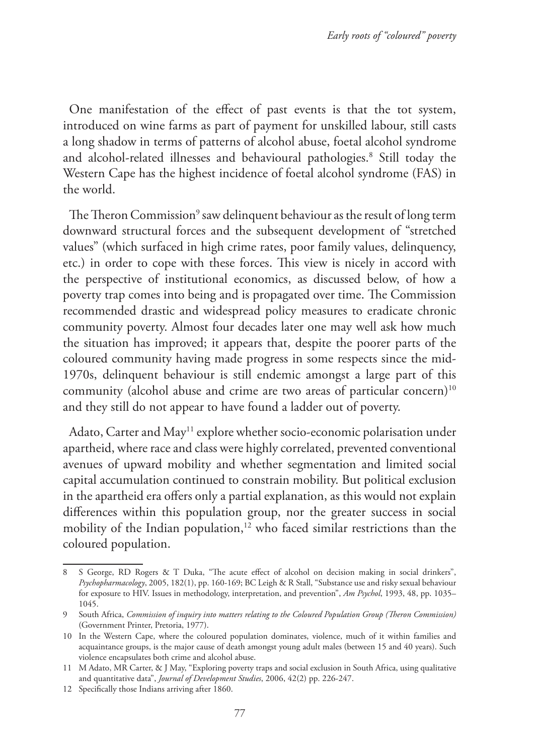One manifestation of the effect of past events is that the tot system, introduced on wine farms as part of payment for unskilled labour, still casts a long shadow in terms of patterns of alcohol abuse, foetal alcohol syndrome and alcohol-related illnesses and behavioural pathologies.[8] Still today the Western Cape has the highest incidence of foetal alcohol syndrome (FAS) in the world.

The Theron Commission[9] saw delinquent behaviour as the result of long term downward structural forces and the subsequent development of "stretched values" (which surfaced in high crime rates, poor family values, delinquency, etc.) in order to cope with these forces. This view is nicely in accord with the perspective of institutional economics, as discussed below, of how a poverty trap comes into being and is propagated over time. The Commission recommended drastic and widespread policy measures to eradicate chronic community poverty. Almost four decades later one may well ask how much the situation has improved; it appears that, despite the poorer parts of the coloured community having made progress in some respects since the mid-1970s, delinquent behaviour is still endemic amongst a large part of this community (alcohol abuse and crime are two areas of particular concern)[10] and they still do not appear to have found a ladder out of poverty.

Adato, Carter and May[11] explore whether socio-economic polarisation under apartheid, where race and class were highly correlated, prevented conventional avenues of upward mobility and whether segmentation and limited social capital accumulation continued to constrain mobility. But political exclusion in the apartheid era offers only a partial explanation, as this would not explain differences within this population group, nor the greater success in social mobility of the Indian population,[12] who faced similar restrictions than the coloured population.

---

8 S George, RD Rogers & T Duka, "The acute effect of alcohol on decision making in social drinkers", *Psychopharmacology*, 2005, 182(1), pp. 160-169; BC Leigh & R Stall, "Substance use and risky sexual behaviour for exposure to HIV. Issues in methodology, interpretation, and prevention", *Am Psychol*, 1993, 48, pp. 1035–1045.

9 South Africa, *Commission of inquiry into matters relating to the Coloured Population Group (Theron Commission)* (Government Printer, Pretoria, 1977).

10 In the Western Cape, where the coloured population dominates, violence, much of it within families and acquaintance groups, is the major cause of death amongst young adult males (between 15 and 40 years). Such violence encapsulates both crime and alcohol abuse.

11 M Adato, MR Carter, & J May, "Exploring poverty traps and social exclusion in South Africa, using qualitative and quantitative data", *Journal of Development Studies*, 2006, 42(2) pp. 226-247.

12 Specifically those Indians arriving after 1860.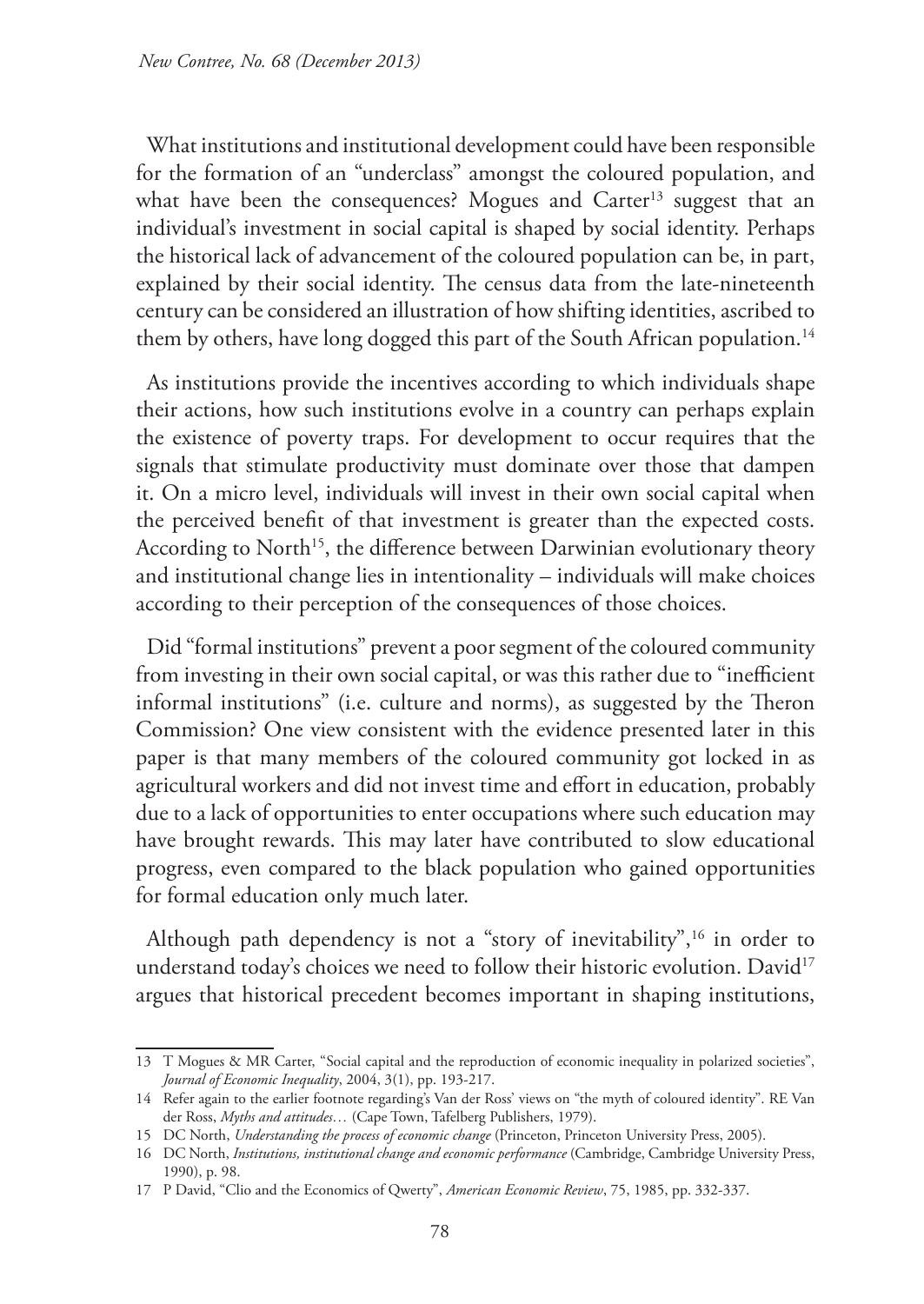What institutions and institutional development could have been responsible for the formation of an "underclass" amongst the coloured population, and what have been the consequences? Mogues and Carter[13] suggest that an individual's investment in social capital is shaped by social identity. Perhaps the historical lack of advancement of the coloured population can be, in part, explained by their social identity. The census data from the late-nineteenth century can be considered an illustration of how shifting identities, ascribed to them by others, have long dogged this part of the South African population.[14]

As institutions provide the incentives according to which individuals shape their actions, how such institutions evolve in a country can perhaps explain the existence of poverty traps. For development to occur requires that the signals that stimulate productivity must dominate over those that dampen it. On a micro level, individuals will invest in their own social capital when the perceived benefit of that investment is greater than the expected costs. According to North[15], the difference between Darwinian evolutionary theory and institutional change lies in intentionality – individuals will make choices according to their perception of the consequences of those choices.

Did "formal institutions" prevent a poor segment of the coloured community from investing in their own social capital, or was this rather due to "inefficient informal institutions" (i.e. culture and norms), as suggested by the Theron Commission? One view consistent with the evidence presented later in this paper is that many members of the coloured community got locked in as agricultural workers and did not invest time and effort in education, probably due to a lack of opportunities to enter occupations where such education may have brought rewards. This may later have contributed to slow educational progress, even compared to the black population who gained opportunities for formal education only much later.

Although path dependency is not a "story of inevitability",[16] in order to understand today's choices we need to follow their historic evolution. David[17] argues that historical precedent becomes important in shaping institutions,

---

13 T Mogues & MR Carter, "Social capital and the reproduction of economic inequality in polarized societies", *Journal of Economic Inequality*, 2004, 3(1), pp. 193-217.

14 Refer again to the earlier footnote regarding's Van der Ross' views on "the myth of coloured identity". RE Van der Ross, *Myths and attitudes…* (Cape Town, Tafelberg Publishers, 1979).

15 DC North, *Understanding the process of economic change* (Princeton, Princeton University Press, 2005).

16 DC North, *Institutions, institutional change and economic performance* (Cambridge, Cambridge University Press, 1990), p. 98.

17 P David, "Clio and the Economics of Qwerty", *American Economic Review*, 75, 1985, pp. 332-337.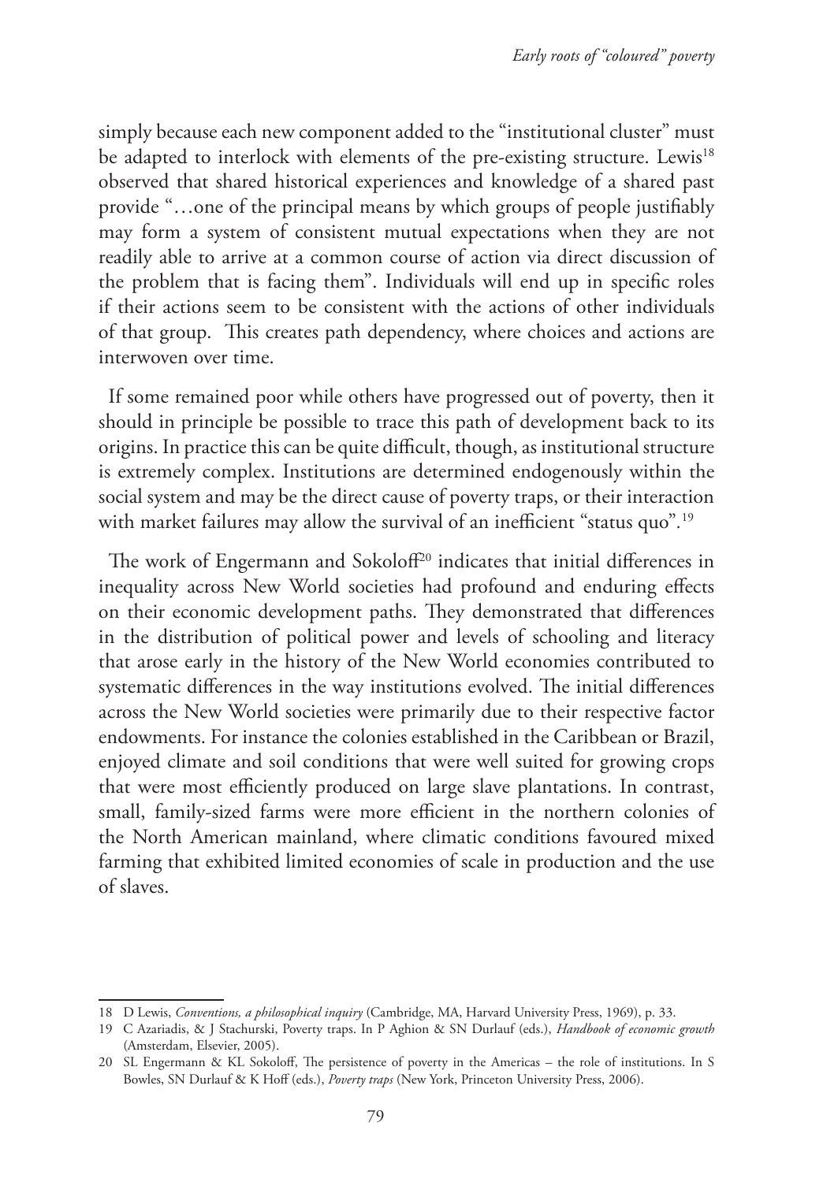simply because each new component added to the "institutional cluster" must be adapted to interlock with elements of the pre-existing structure. Lewis[18] observed that shared historical experiences and knowledge of a shared past provide "…one of the principal means by which groups of people justifiably may form a system of consistent mutual expectations when they are not readily able to arrive at a common course of action via direct discussion of the problem that is facing them". Individuals will end up in specific roles if their actions seem to be consistent with the actions of other individuals of that group. This creates path dependency, where choices and actions are interwoven over time.

If some remained poor while others have progressed out of poverty, then it should in principle be possible to trace this path of development back to its origins. In practice this can be quite difficult, though, as institutional structure is extremely complex. Institutions are determined endogenously within the social system and may be the direct cause of poverty traps, or their interaction with market failures may allow the survival of an inefficient "status quo".[19]

The work of Engermann and Sokoloff[20] indicates that initial differences in inequality across New World societies had profound and enduring effects on their economic development paths. They demonstrated that differences in the distribution of political power and levels of schooling and literacy that arose early in the history of the New World economies contributed to systematic differences in the way institutions evolved. The initial differences across the New World societies were primarily due to their respective factor endowments. For instance the colonies established in the Caribbean or Brazil, enjoyed climate and soil conditions that were well suited for growing crops that were most efficiently produced on large slave plantations. In contrast, small, family-sized farms were more efficient in the northern colonies of the North American mainland, where climatic conditions favoured mixed farming that exhibited limited economies of scale in production and the use of slaves.

---

18 D Lewis, *Conventions, a philosophical inquiry* (Cambridge, MA, Harvard University Press, 1969), p. 33.

19 C Azariadis, & J Stachurski, Poverty traps. In P Aghion & SN Durlauf (eds.), *Handbook of economic growth* (Amsterdam, Elsevier, 2005).

20 SL Engermann & KL Sokoloff, The persistence of poverty in the Americas – the role of institutions. In S Bowles, SN Durlauf & K Hoff (eds.), *Poverty traps* (New York, Princeton University Press, 2006).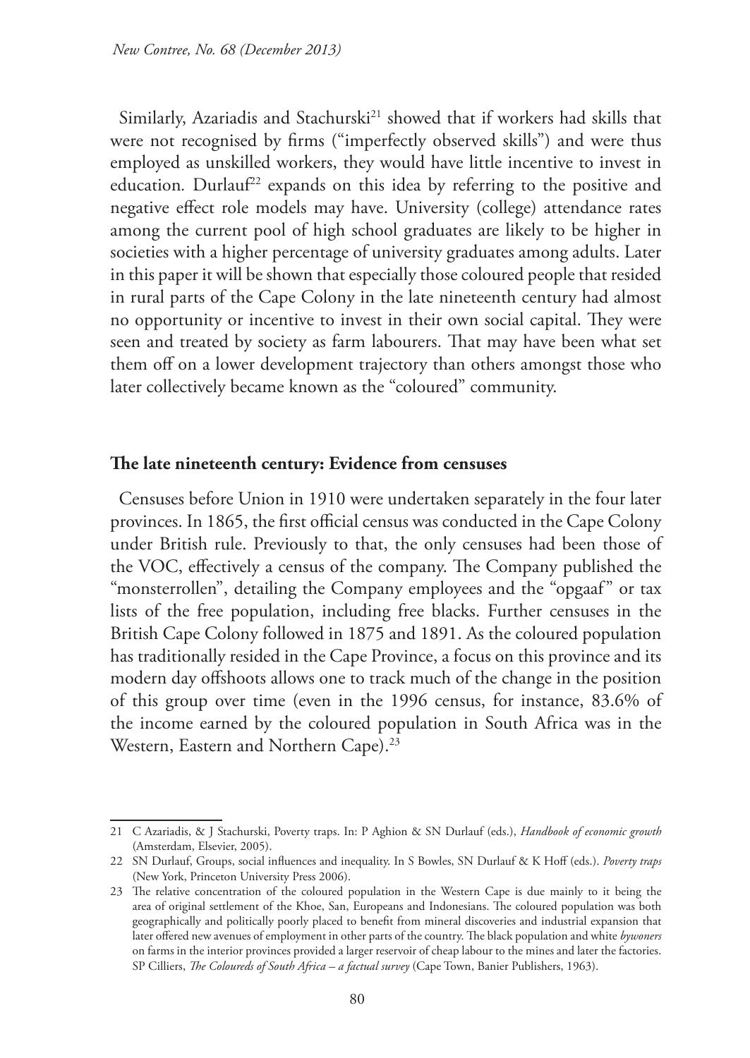Similarly, Azariadis and Stachurski[21] showed that if workers had skills that were not recognised by firms ("imperfectly observed skills") and were thus employed as unskilled workers, they would have little incentive to invest in education. Durlauf[22] expands on this idea by referring to the positive and negative effect role models may have. University (college) attendance rates among the current pool of high school graduates are likely to be higher in societies with a higher percentage of university graduates among adults. Later in this paper it will be shown that especially those coloured people that resided in rural parts of the Cape Colony in the late nineteenth century had almost no opportunity or incentive to invest in their own social capital. They were seen and treated by society as farm labourers. That may have been what set them off on a lower development trajectory than others amongst those who later collectively became known as the "coloured" community.

## The late nineteenth century: Evidence from censuses

Censuses before Union in 1910 were undertaken separately in the four later provinces. In 1865, the first official census was conducted in the Cape Colony under British rule. Previously to that, the only censuses had been those of the VOC, effectively a census of the company. The Company published the "monsterrollen", detailing the Company employees and the "opgaaf" or tax lists of the free population, including free blacks. Further censuses in the British Cape Colony followed in 1875 and 1891. As the coloured population has traditionally resided in the Cape Province, a focus on this province and its modern day offshoots allows one to track much of the change in the position of this group over time (even in the 1996 census, for instance, 83.6% of the income earned by the coloured population in South Africa was in the Western, Eastern and Northern Cape).[23]

---

21 C Azariadis, & J Stachurski, Poverty traps. In: P Aghion & SN Durlauf (eds.), *Handbook of economic growth* (Amsterdam, Elsevier, 2005).

22 SN Durlauf, Groups, social influences and inequality. In S Bowles, SN Durlauf & K Hoff (eds.). *Poverty traps* (New York, Princeton University Press 2006).

23 The relative concentration of the coloured population in the Western Cape is due mainly to it being the area of original settlement of the Khoe, San, Europeans and Indonesians. The coloured population was both geographically and politically poorly placed to benefit from mineral discoveries and industrial expansion that later offered new avenues of employment in other parts of the country. The black population and white *bywoners* on farms in the interior provinces provided a larger reservoir of cheap labour to the mines and later the factories. SP Cilliers, *The Coloureds of South Africa – a factual survey* (Cape Town, Banier Publishers, 1963).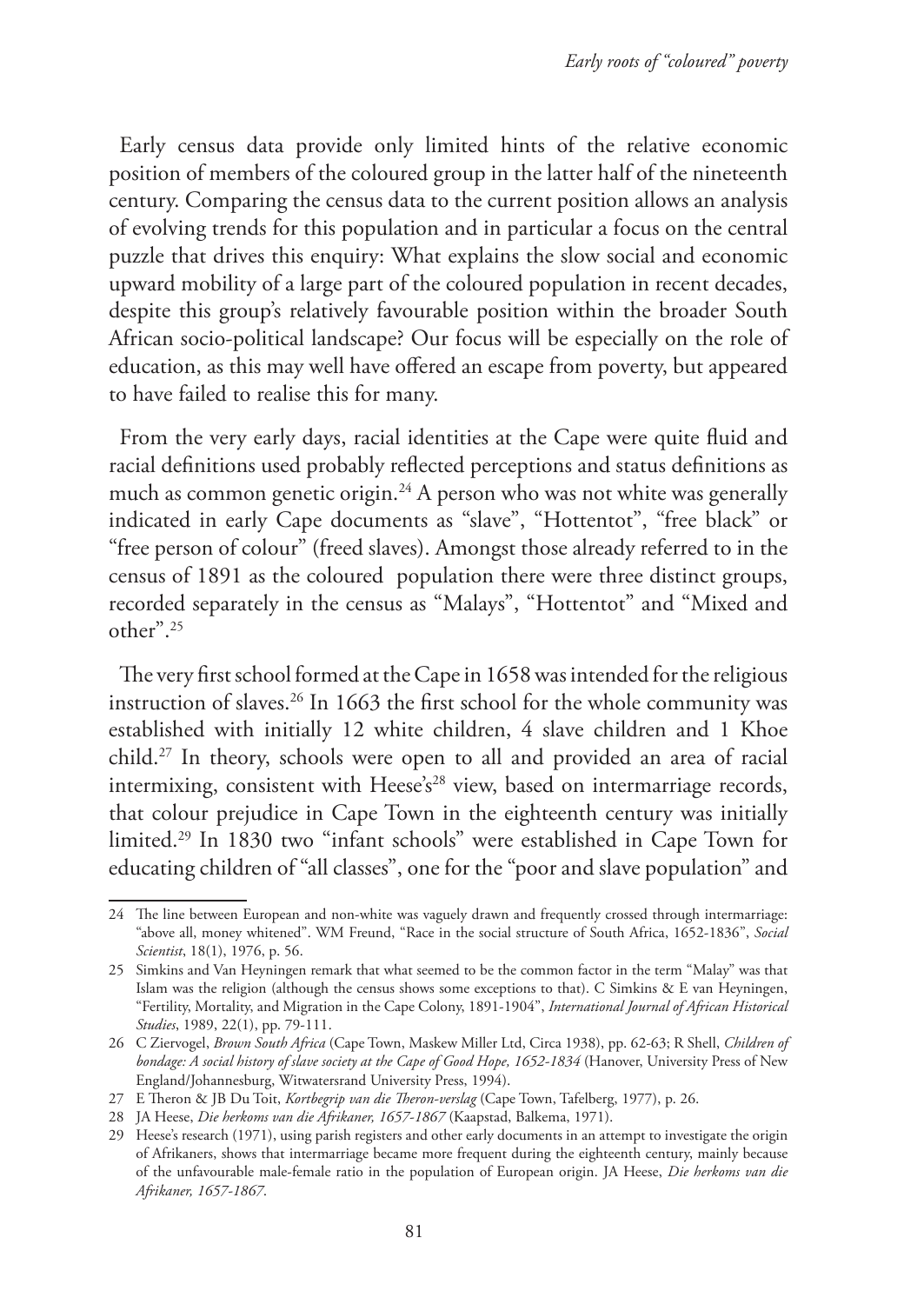Early census data provide only limited hints of the relative economic position of members of the coloured group in the latter half of the nineteenth century. Comparing the census data to the current position allows an analysis of evolving trends for this population and in particular a focus on the central puzzle that drives this enquiry: What explains the slow social and economic upward mobility of a large part of the coloured population in recent decades, despite this group's relatively favourable position within the broader South African socio-political landscape? Our focus will be especially on the role of education, as this may well have offered an escape from poverty, but appeared to have failed to realise this for many.

From the very early days, racial identities at the Cape were quite fluid and racial definitions used probably reflected perceptions and status definitions as much as common genetic origin.[24] A person who was not white was generally indicated in early Cape documents as "slave", "Hottentot", "free black" or "free person of colour" (freed slaves). Amongst those already referred to in the census of 1891 as the coloured population there were three distinct groups, recorded separately in the census as "Malays", "Hottentot" and "Mixed and other".[25]

The very first school formed at the Cape in 1658 was intended for the religious instruction of slaves.[26] In 1663 the first school for the whole community was established with initially 12 white children, 4 slave children and 1 Khoe child.[27] In theory, schools were open to all and provided an area of racial intermixing, consistent with Heese's[28] view, based on intermarriage records, that colour prejudice in Cape Town in the eighteenth century was initially limited.[29] In 1830 two "infant schools" were established in Cape Town for educating children of "all classes", one for the "poor and slave population" and

---

24 The line between European and non-white was vaguely drawn and frequently crossed through intermarriage: "above all, money whitened". WM Freund, "Race in the social structure of South Africa, 1652-1836", *Social Scientist*, 18(1), 1976, p. 56.

25 Simkins and Van Heyningen remark that what seemed to be the common factor in the term "Malay" was that Islam was the religion (although the census shows some exceptions to that). C Simkins & E van Heyningen, "Fertility, Mortality, and Migration in the Cape Colony, 1891-1904", *International Journal of African Historical Studies*, 1989, 22(1), pp. 79-111.

26 C Ziervogel, *Brown South Africa* (Cape Town, Maskew Miller Ltd, Circa 1938), pp. 62-63; R Shell, *Children of bondage: A social history of slave society at the Cape of Good Hope, 1652-1834* (Hanover, University Press of New England/Johannesburg, Witwatersrand University Press, 1994).

27 E Theron & JB Du Toit, *Kortbegrip van die Theron-verslag* (Cape Town, Tafelberg, 1977), p. 26.

28 JA Heese, *Die herkoms van die Afrikaner, 1657-1867* (Kaapstad, Balkema, 1971).

29 Heese's research (1971), using parish registers and other early documents in an attempt to investigate the origin of Afrikaners, shows that intermarriage became more frequent during the eighteenth century, mainly because of the unfavourable male-female ratio in the population of European origin. JA Heese, *Die herkoms van die Afrikaner, 1657-1867*.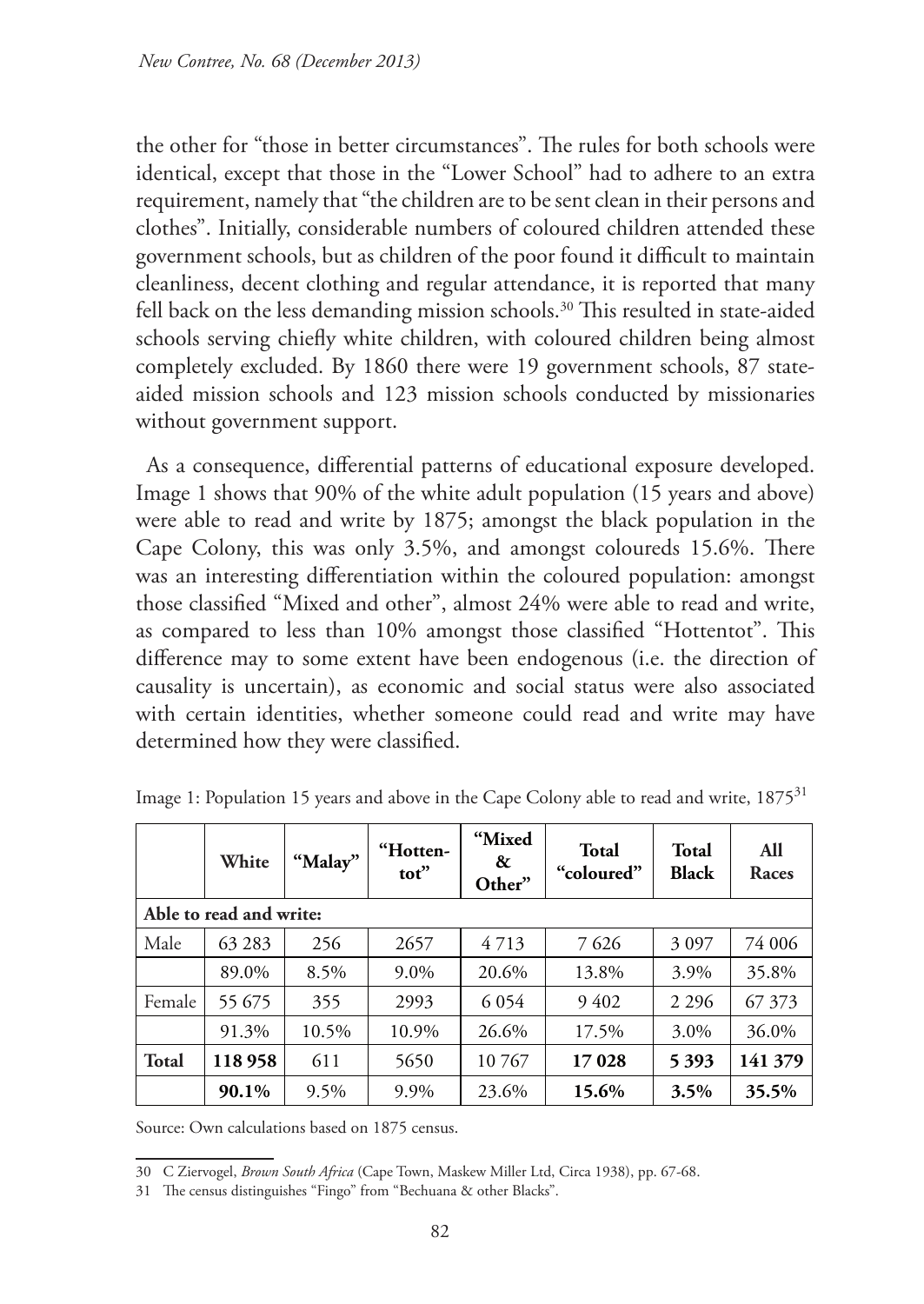the other for "those in better circumstances". The rules for both schools were identical, except that those in the "Lower School" had to adhere to an extra requirement, namely that "the children are to be sent clean in their persons and clothes". Initially, considerable numbers of coloured children attended these government schools, but as children of the poor found it difficult to maintain cleanliness, decent clothing and regular attendance, it is reported that many fell back on the less demanding mission schools.[30] This resulted in state-aided schools serving chiefly white children, with coloured children being almost completely excluded. By 1860 there were 19 government schools, 87 state-aided mission schools and 123 mission schools conducted by missionaries without government support.

As a consequence, differential patterns of educational exposure developed. Image 1 shows that 90% of the white adult population (15 years and above) were able to read and write by 1875; amongst the black population in the Cape Colony, this was only 3.5%, and amongst coloureds 15.6%. There was an interesting differentiation within the coloured population: amongst those classified "Mixed and other", almost 24% were able to read and write, as compared to less than 10% amongst those classified "Hottentot". This difference may to some extent have been endogenous (i.e. the direction of causality is uncertain), as economic and social status were also associated with certain identities, whether someone could read and write may have determined how they were classified.

Image 1: Population 15 years and above in the Cape Colony able to read and write, 1875[31]

| | **White** | **"Malay"** | **"Hotten-tot"** | **"Mixed & Other"** | **Total "coloured"** | **Total Black** | **All Races** |
|---|---|---|---|---|---|---|---|
| **Able to read and write:** | | | | | | | |
| Male | 63 283 | 256 | 2657 | 4 713 | 7 626 | 3 097 | 74 006 |
| | 89.0% | 8.5% | 9.0% | 20.6% | 13.8% | 3.9% | 35.8% |
| Female | 55 675 | 355 | 2993 | 6 054 | 9 402 | 2 296 | 67 373 |
| | 91.3% | 10.5% | 10.9% | 26.6% | 17.5% | 3.0% | 36.0% |
| **Total** | **118 958** | 611 | 5650 | 10 767 | **17 028** | **5 393** | **141 379** |
| | **90.1%** | 9.5% | 9.9% | 23.6% | **15.6%** | **3.5%** | **35.5%** |

Source: Own calculations based on 1875 census.

30 C Ziervogel, *Brown South Africa* (Cape Town, Maskew Miller Ltd, Circa 1938), pp. 67-68.

31 The census distinguishes "Fingo" from "Bechuana & other Blacks".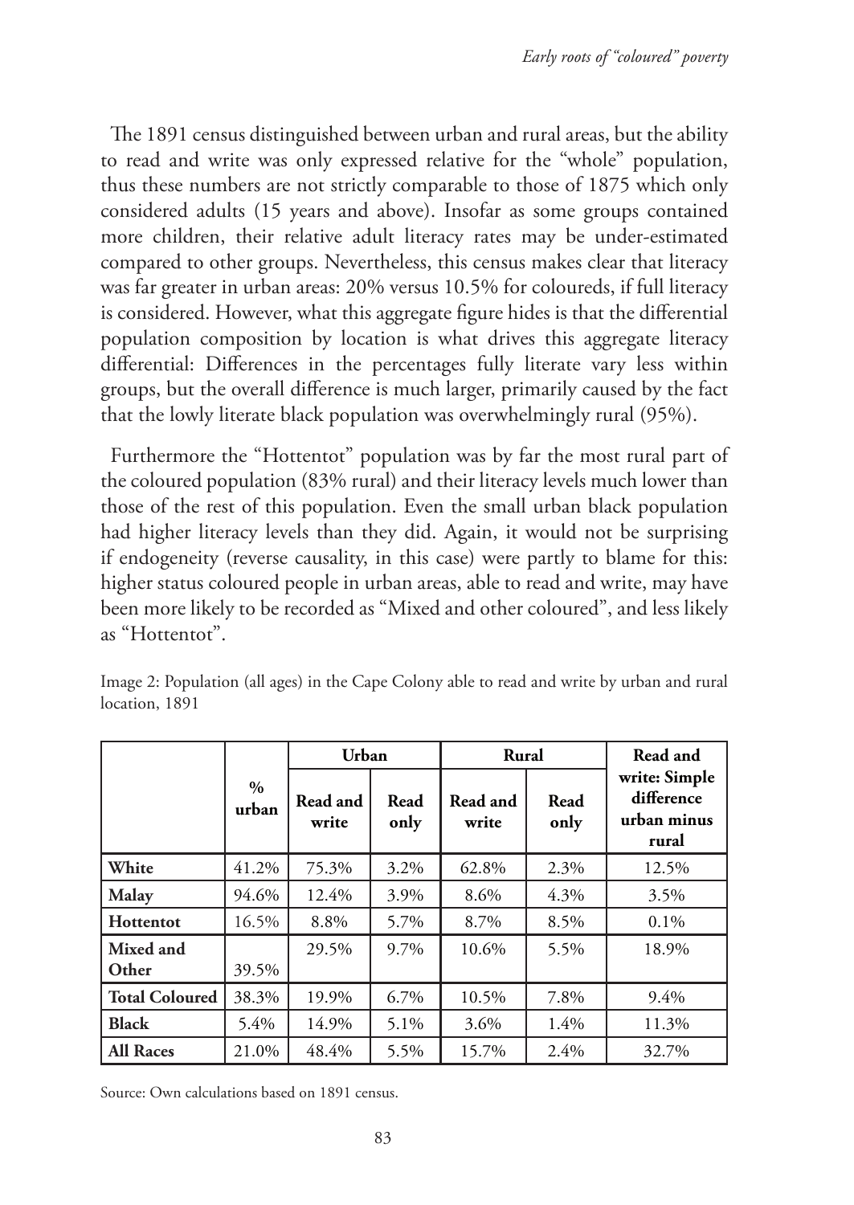The 1891 census distinguished between urban and rural areas, but the ability to read and write was only expressed relative for the "whole" population, thus these numbers are not strictly comparable to those of 1875 which only considered adults (15 years and above). Insofar as some groups contained more children, their relative adult literacy rates may be under-estimated compared to other groups. Nevertheless, this census makes clear that literacy was far greater in urban areas: 20% versus 10.5% for coloureds, if full literacy is considered. However, what this aggregate figure hides is that the differential population composition by location is what drives this aggregate literacy differential: Differences in the percentages fully literate vary less within groups, but the overall difference is much larger, primarily caused by the fact that the lowly literate black population was overwhelmingly rural (95%).

Furthermore the "Hottentot" population was by far the most rural part of the coloured population (83% rural) and their literacy levels much lower than those of the rest of this population. Even the small urban black population had higher literacy levels than they did. Again, it would not be surprising if endogeneity (reverse causality, in this case) were partly to blame for this: higher status coloured people in urban areas, able to read and write, may have been more likely to be recorded as "Mixed and other coloured", and less likely as "Hottentot".

Image 2: Population (all ages) in the Cape Colony able to read and write by urban and rural location, 1891

| | % urban | Urban | | Rural | | Read and write: Simple difference urban minus rural |
|---|---|---|---|---|---|---|
| | | Read and write | Read only | Read and write | Read only | |
| **White** | 41.2% | 75.3% | 3.2% | 62.8% | 2.3% | 12.5% |
| **Malay** | 94.6% | 12.4% | 3.9% | 8.6% | 4.3% | 3.5% |
| **Hottentot** | 16.5% | 8.8% | 5.7% | 8.7% | 8.5% | 0.1% |
| **Mixed and Other** | 39.5% | 29.5% | 9.7% | 10.6% | 5.5% | 18.9% |
| **Total Coloured** | 38.3% | 19.9% | 6.7% | 10.5% | 7.8% | 9.4% |
| **Black** | 5.4% | 14.9% | 5.1% | 3.6% | 1.4% | 11.3% |
| **All Races** | 21.0% | 48.4% | 5.5% | 15.7% | 2.4% | 32.7% |

Source: Own calculations based on 1891 census.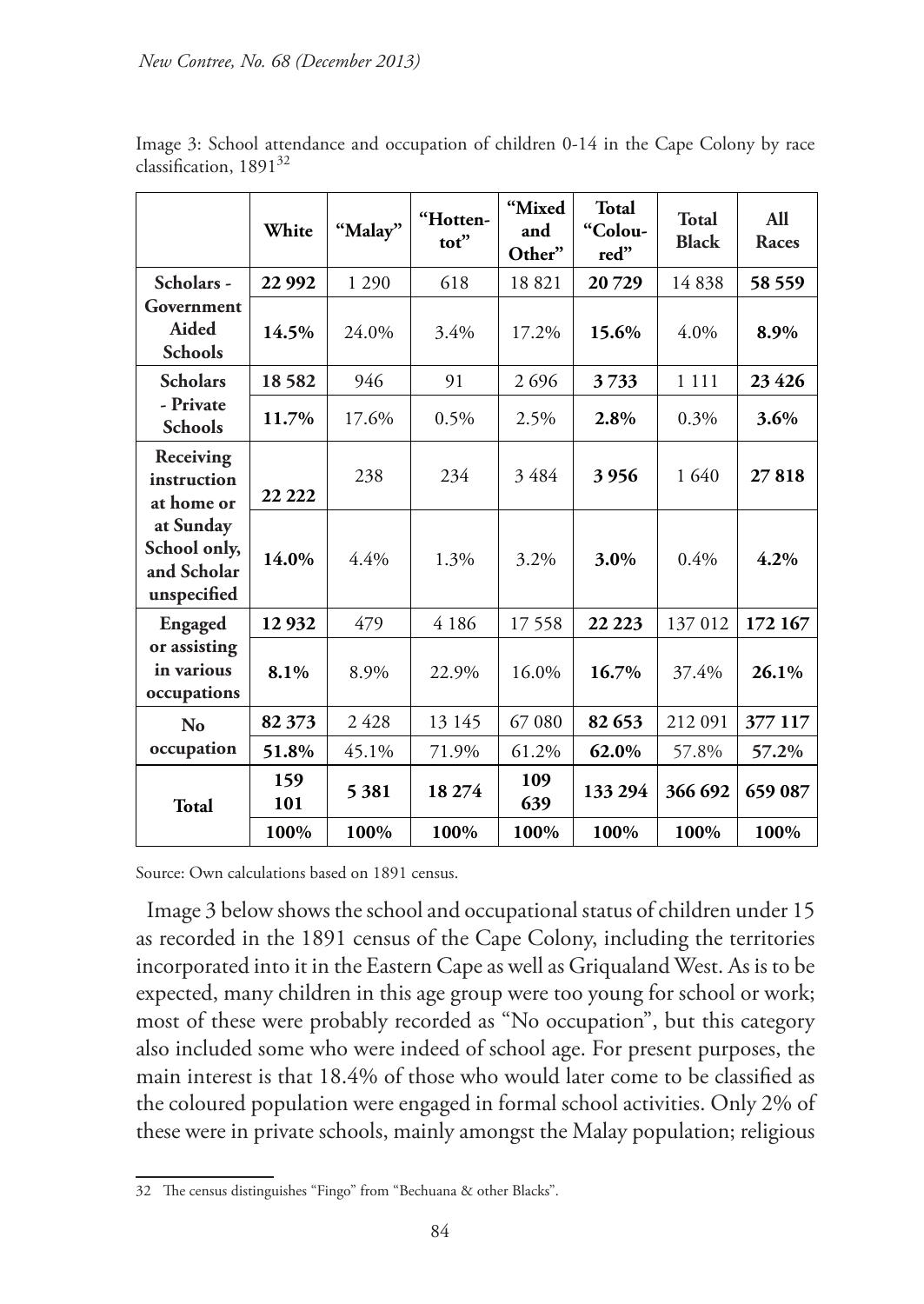Image 3: School attendance and occupation of children 0-14 in the Cape Colony by race classification, 1891[32]

| | White | "Malay" | "Hottentot" | "Mixed and Other" | Total "Coloured" | Total Black | All Races |
|---|---|---|---|---|---|---|---|
| **Scholars - Government Aided Schools** | **22 992** | 1 290 | 618 | 18 821 | **20 729** | 14 838 | **58 559** |
| | **14.5%** | 24.0% | 3.4% | 17.2% | **15.6%** | 4.0% | **8.9%** |
| **Scholars - Private Schools** | **18 582** | 946 | 91 | 2 696 | **3 733** | 1 111 | **23 426** |
| | **11.7%** | 17.6% | 0.5% | 2.5% | **2.8%** | 0.3% | **3.6%** |
| **Receiving instruction at home or at Sunday School only, and Scholar unspecified** | **22 222** | 238 | 234 | 3 484 | **3 956** | 1 640 | **27 818** |
| | **14.0%** | 4.4% | 1.3% | 3.2% | **3.0%** | 0.4% | **4.2%** |
| **Engaged or assisting in various occupations** | **12 932** | 479 | 4 186 | 17 558 | **22 223** | 137 012 | **172 167** |
| | **8.1%** | 8.9% | 22.9% | 16.0% | **16.7%** | 37.4% | **26.1%** |
| **No occupation** | **82 373** | 2 428 | 13 145 | 67 080 | **82 653** | 212 091 | **377 117** |
| | **51.8%** | 45.1% | 71.9% | 61.2% | **62.0%** | 57.8% | **57.2%** |
| **Total** | **159 101** | **5 381** | **18 274** | **109 639** | **133 294** | **366 692** | **659 087** |
| | **100%** | **100%** | **100%** | **100%** | **100%** | **100%** | **100%** |

Source: Own calculations based on 1891 census.

Image 3 below shows the school and occupational status of children under 15 as recorded in the 1891 census of the Cape Colony, including the territories incorporated into it in the Eastern Cape as well as Griqualand West. As is to be expected, many children in this age group were too young for school or work; most of these were probably recorded as "No occupation", but this category also included some who were indeed of school age. For present purposes, the main interest is that 18.4% of those who would later come to be classified as the coloured population were engaged in formal school activities. Only 2% of these were in private schools, mainly amongst the Malay population; religious

32 The census distinguishes "Fingo" from "Bechuana & other Blacks".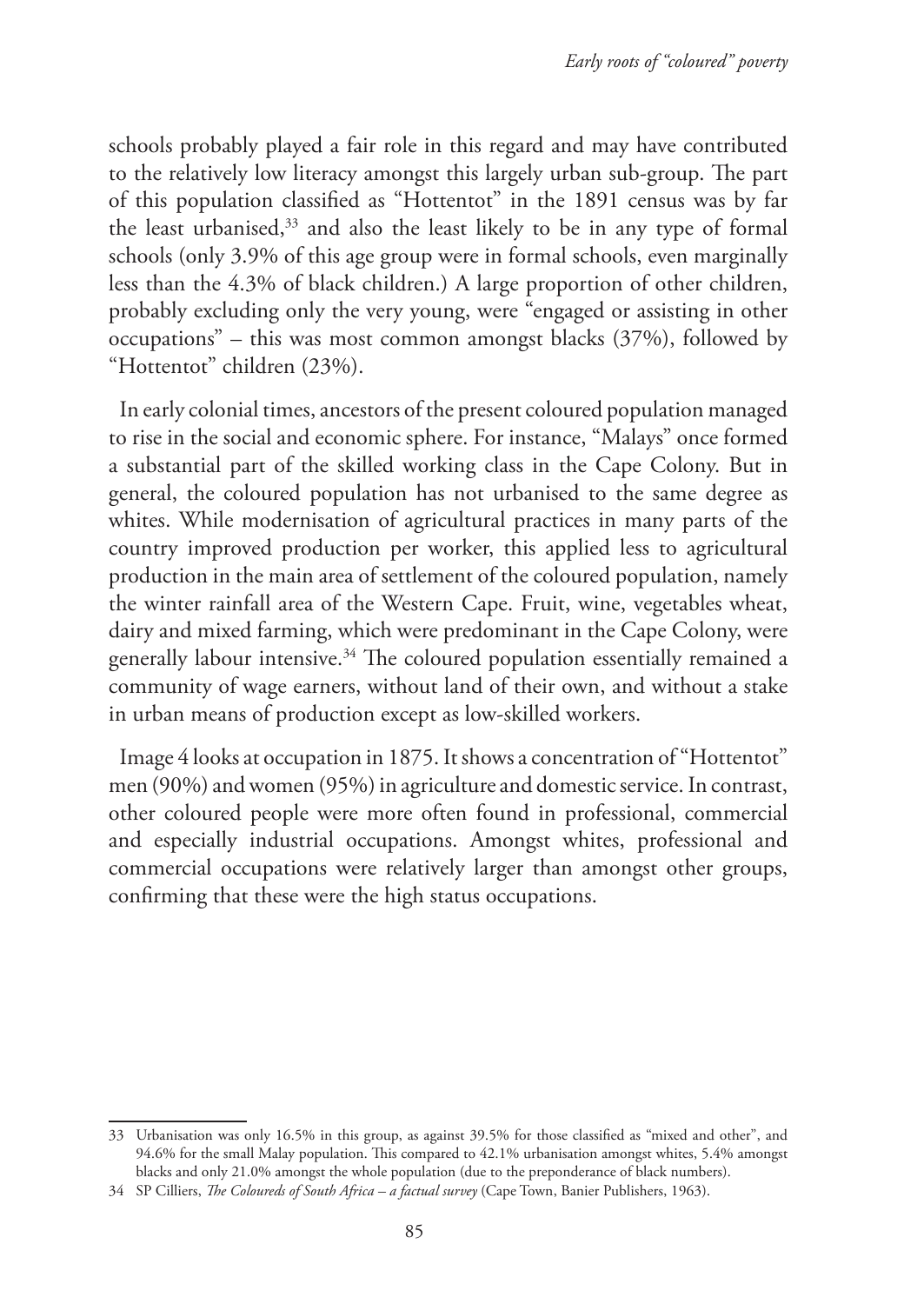schools probably played a fair role in this regard and may have contributed to the relatively low literacy amongst this largely urban sub-group. The part of this population classified as "Hottentot" in the 1891 census was by far the least urbanised,[33] and also the least likely to be in any type of formal schools (only 3.9% of this age group were in formal schools, even marginally less than the 4.3% of black children.) A large proportion of other children, probably excluding only the very young, were "engaged or assisting in other occupations" – this was most common amongst blacks (37%), followed by "Hottentot" children (23%).

In early colonial times, ancestors of the present coloured population managed to rise in the social and economic sphere. For instance, "Malays" once formed a substantial part of the skilled working class in the Cape Colony. But in general, the coloured population has not urbanised to the same degree as whites. While modernisation of agricultural practices in many parts of the country improved production per worker, this applied less to agricultural production in the main area of settlement of the coloured population, namely the winter rainfall area of the Western Cape. Fruit, wine, vegetables wheat, dairy and mixed farming, which were predominant in the Cape Colony, were generally labour intensive.[34] The coloured population essentially remained a community of wage earners, without land of their own, and without a stake in urban means of production except as low-skilled workers.

Image 4 looks at occupation in 1875. It shows a concentration of "Hottentot" men (90%) and women (95%) in agriculture and domestic service. In contrast, other coloured people were more often found in professional, commercial and especially industrial occupations. Amongst whites, professional and commercial occupations were relatively larger than amongst other groups, confirming that these were the high status occupations.

---

33 Urbanisation was only 16.5% in this group, as against 39.5% for those classified as "mixed and other", and 94.6% for the small Malay population. This compared to 42.1% urbanisation amongst whites, 5.4% amongst blacks and only 21.0% amongst the whole population (due to the preponderance of black numbers).

34 SP Cilliers, *The Coloureds of South Africa – a factual survey* (Cape Town, Banier Publishers, 1963).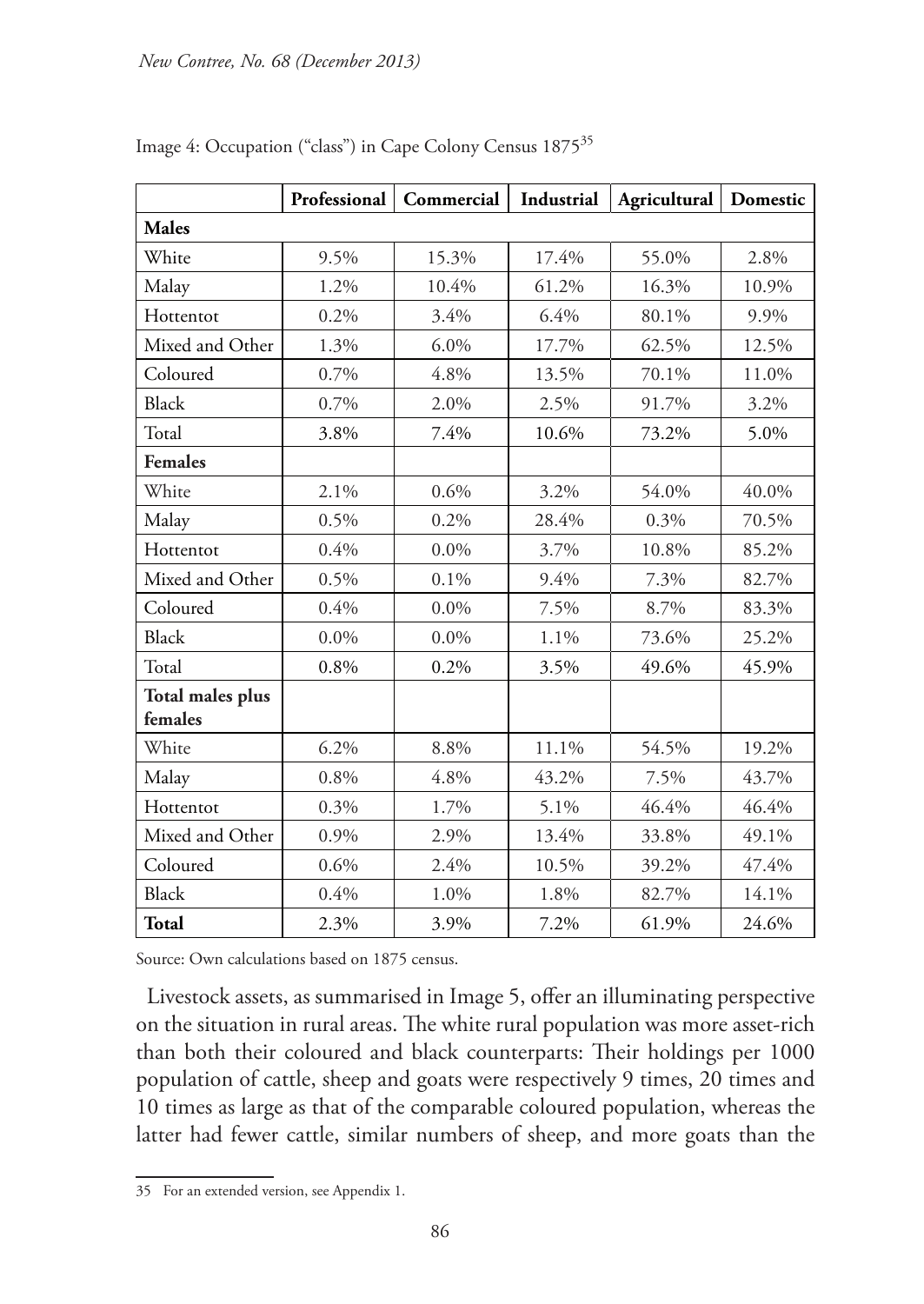Image 4: Occupation ("class") in Cape Colony Census 1875[35]

| | Professional | Commercial | Industrial | Agricultural | Domestic |
|---|---|---|---|---|---|
| **Males** | | | | | |
| White | 9.5% | 15.3% | 17.4% | 55.0% | 2.8% |
| Malay | 1.2% | 10.4% | 61.2% | 16.3% | 10.9% |
| Hottentot | 0.2% | 3.4% | 6.4% | 80.1% | 9.9% |
| Mixed and Other | 1.3% | 6.0% | 17.7% | 62.5% | 12.5% |
| Coloured | 0.7% | 4.8% | 13.5% | 70.1% | 11.0% |
| Black | 0.7% | 2.0% | 2.5% | 91.7% | 3.2% |
| Total | 3.8% | 7.4% | 10.6% | 73.2% | 5.0% |
| **Females** | | | | | |
| White | 2.1% | 0.6% | 3.2% | 54.0% | 40.0% |
| Malay | 0.5% | 0.2% | 28.4% | 0.3% | 70.5% |
| Hottentot | 0.4% | 0.0% | 3.7% | 10.8% | 85.2% |
| Mixed and Other | 0.5% | 0.1% | 9.4% | 7.3% | 82.7% |
| Coloured | 0.4% | 0.0% | 7.5% | 8.7% | 83.3% |
| Black | 0.0% | 0.0% | 1.1% | 73.6% | 25.2% |
| Total | 0.8% | 0.2% | 3.5% | 49.6% | 45.9% |
| **Total males plus females** | | | | | |
| White | 6.2% | 8.8% | 11.1% | 54.5% | 19.2% |
| Malay | 0.8% | 4.8% | 43.2% | 7.5% | 43.7% |
| Hottentot | 0.3% | 1.7% | 5.1% | 46.4% | 46.4% |
| Mixed and Other | 0.9% | 2.9% | 13.4% | 33.8% | 49.1% |
| Coloured | 0.6% | 2.4% | 10.5% | 39.2% | 47.4% |
| Black | 0.4% | 1.0% | 1.8% | 82.7% | 14.1% |
| **Total** | 2.3% | 3.9% | 7.2% | 61.9% | 24.6% |

Source: Own calculations based on 1875 census.

Livestock assets, as summarised in Image 5, offer an illuminating perspective on the situation in rural areas. The white rural population was more asset-rich than both their coloured and black counterparts: Their holdings per 1000 population of cattle, sheep and goats were respectively 9 times, 20 times and 10 times as large as that of the comparable coloured population, whereas the latter had fewer cattle, similar numbers of sheep, and more goats than the

35 For an extended version, see Appendix 1.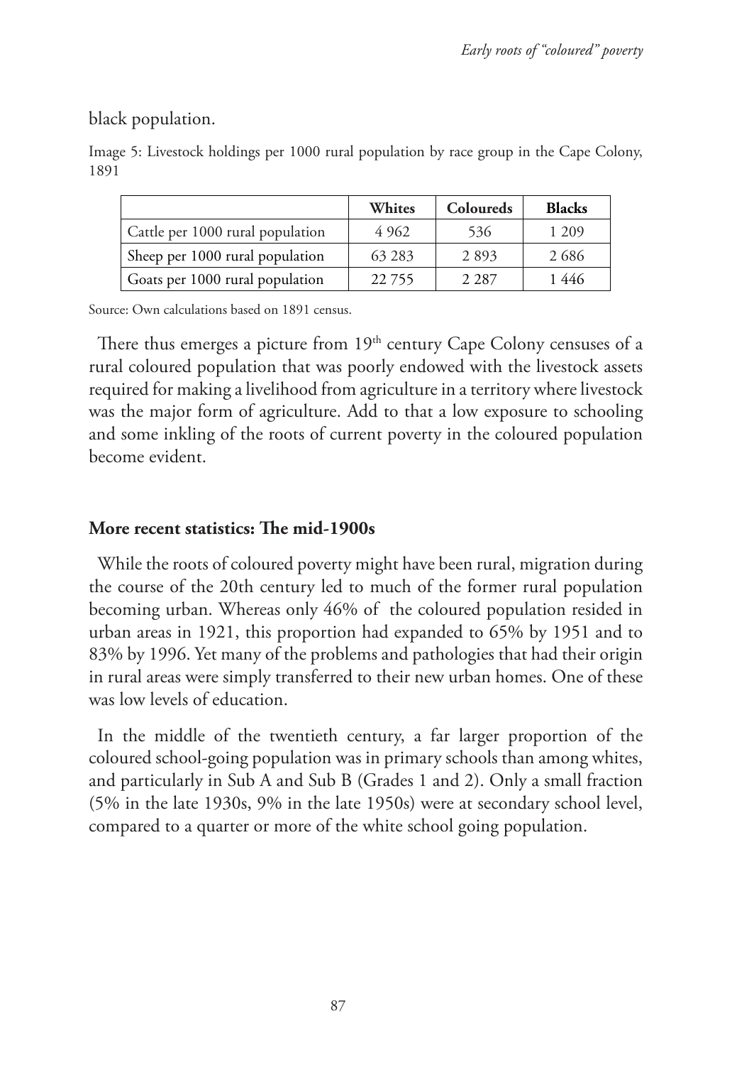black population.

Image 5: Livestock holdings per 1000 rural population by race group in the Cape Colony, 1891

| | Whites | Coloureds | Blacks |
|---|---|---|---|
| Cattle per 1000 rural population | 4 962 | 536 | 1 209 |
| Sheep per 1000 rural population | 63 283 | 2 893 | 2 686 |
| Goats per 1000 rural population | 22 755 | 2 287 | 1 446 |

Source: Own calculations based on 1891 census.

There thus emerges a picture from 19th century Cape Colony censuses of a rural coloured population that was poorly endowed with the livestock assets required for making a livelihood from agriculture in a territory where livestock was the major form of agriculture. Add to that a low exposure to schooling and some inkling of the roots of current poverty in the coloured population become evident.

## More recent statistics: The mid-1900s

While the roots of coloured poverty might have been rural, migration during the course of the 20th century led to much of the former rural population becoming urban. Whereas only 46% of the coloured population resided in urban areas in 1921, this proportion had expanded to 65% by 1951 and to 83% by 1996. Yet many of the problems and pathologies that had their origin in rural areas were simply transferred to their new urban homes. One of these was low levels of education.

In the middle of the twentieth century, a far larger proportion of the coloured school-going population was in primary schools than among whites, and particularly in Sub A and Sub B (Grades 1 and 2). Only a small fraction (5% in the late 1930s, 9% in the late 1950s) were at secondary school level, compared to a quarter or more of the white school going population.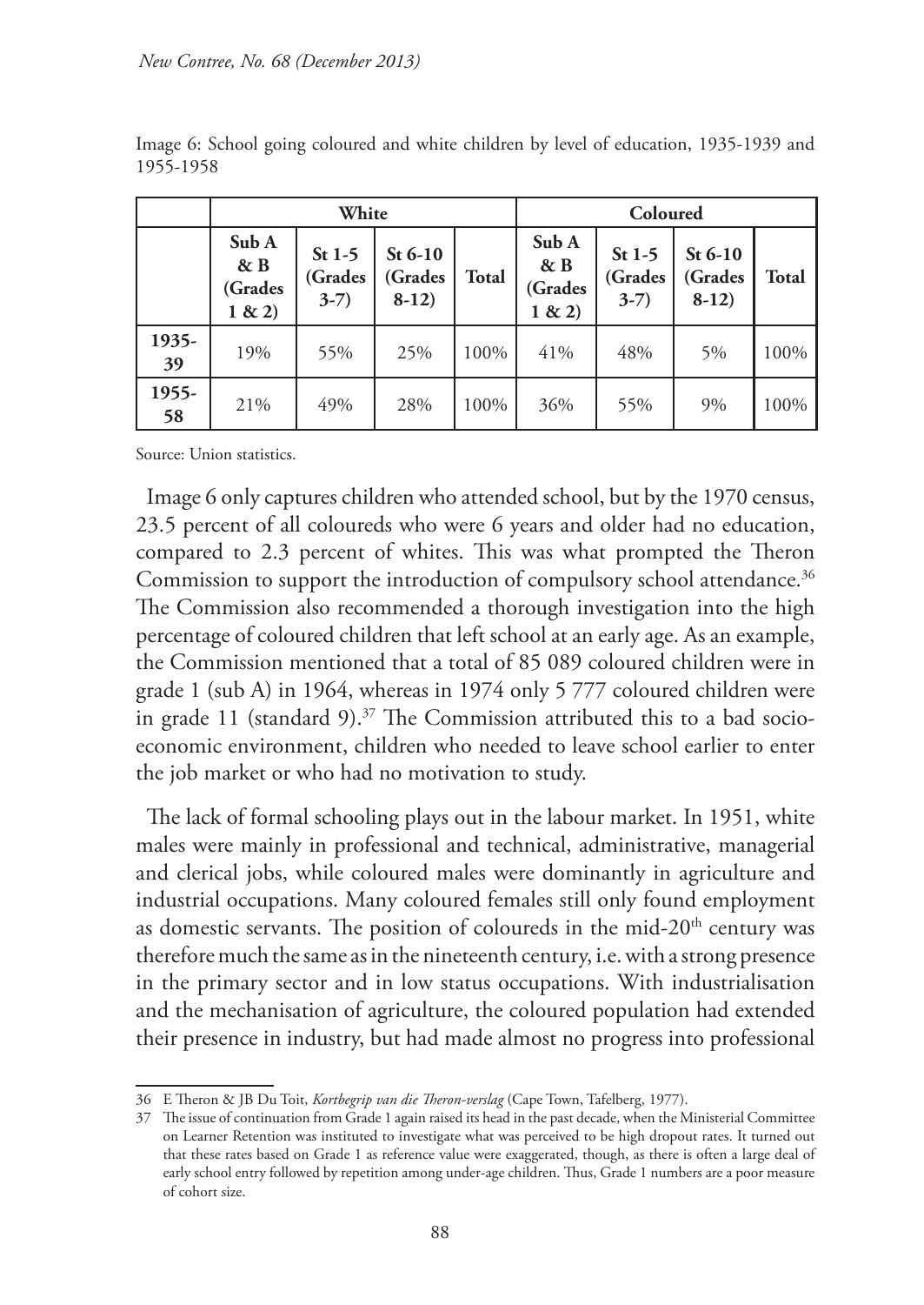Image 6: School going coloured and white children by level of education, 1935-1939 and 1955-1958

| | White | | | | Coloured | | | |
|---|---|---|---|---|---|---|---|---|
| | Sub A & B (Grades 1 & 2) | St 1-5 (Grades 3-7) | St 6-10 (Grades 8-12) | Total | Sub A & B (Grades 1 & 2) | St 1-5 (Grades 3-7) | St 6-10 (Grades 8-12) | Total |
| 1935-39 | 19% | 55% | 25% | 100% | 41% | 48% | 5% | 100% |
| 1955-58 | 21% | 49% | 28% | 100% | 36% | 55% | 9% | 100% |

Source: Union statistics.

Image 6 only captures children who attended school, but by the 1970 census, 23.5 percent of all coloureds who were 6 years and older had no education, compared to 2.3 percent of whites. This was what prompted the Theron Commission to support the introduction of compulsory school attendance.[36] The Commission also recommended a thorough investigation into the high percentage of coloured children that left school at an early age. As an example, the Commission mentioned that a total of 85 089 coloured children were in grade 1 (sub A) in 1964, whereas in 1974 only 5 777 coloured children were in grade 11 (standard 9).[37] The Commission attributed this to a bad socio-economic environment, children who needed to leave school earlier to enter the job market or who had no motivation to study.

The lack of formal schooling plays out in the labour market. In 1951, white males were mainly in professional and technical, administrative, managerial and clerical jobs, while coloured males were dominantly in agriculture and industrial occupations. Many coloured females still only found employment as domestic servants. The position of coloureds in the mid-20th century was therefore much the same as in the nineteenth century, i.e. with a strong presence in the primary sector and in low status occupations. With industrialisation and the mechanisation of agriculture, the coloured population had extended their presence in industry, but had made almost no progress into professional

36 E Theron & JB Du Toit, *Kortbegrip van die Theron-verslag* (Cape Town, Tafelberg, 1977).

37 The issue of continuation from Grade 1 again raised its head in the past decade, when the Ministerial Committee on Learner Retention was instituted to investigate what was perceived to be high dropout rates. It turned out that these rates based on Grade 1 as reference value were exaggerated, though, as there is often a large deal of early school entry followed by repetition among under-age children. Thus, Grade 1 numbers are a poor measure of cohort size.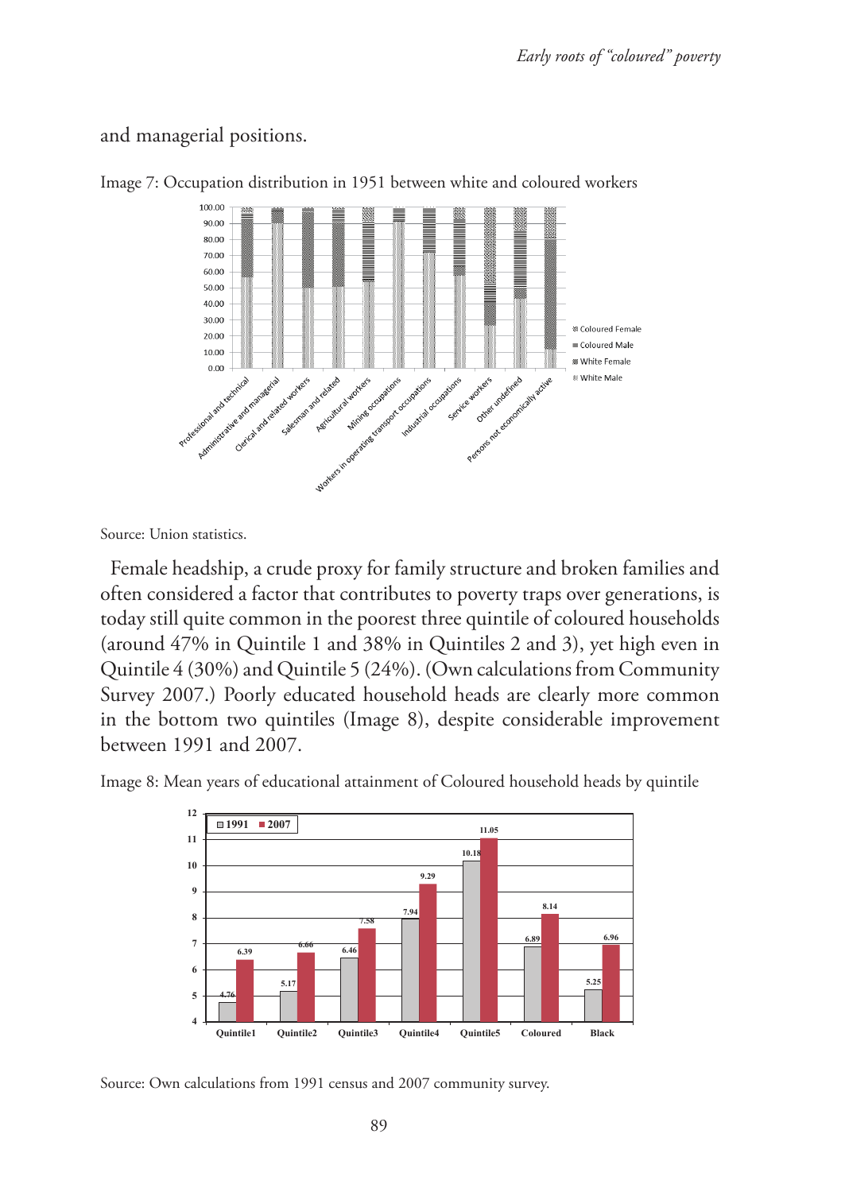and managerial positions.

Image 7: Occupation distribution in 1951 between white and coloured workers

Source: Union statistics.

Female headship, a crude proxy for family structure and broken families and often considered a factor that contributes to poverty traps over generations, is today still quite common in the poorest three quintile of coloured households (around 47% in Quintile 1 and 38% in Quintiles 2 and 3), yet high even in Quintile 4 (30%) and Quintile 5 (24%). (Own calculations from Community Survey 2007.) Poorly educated household heads are clearly more common in the bottom two quintiles (Image 8), despite considerable improvement between 1991 and 2007.

Image 8: Mean years of educational attainment of Coloured household heads by quintile

Source: Own calculations from 1991 census and 2007 community survey.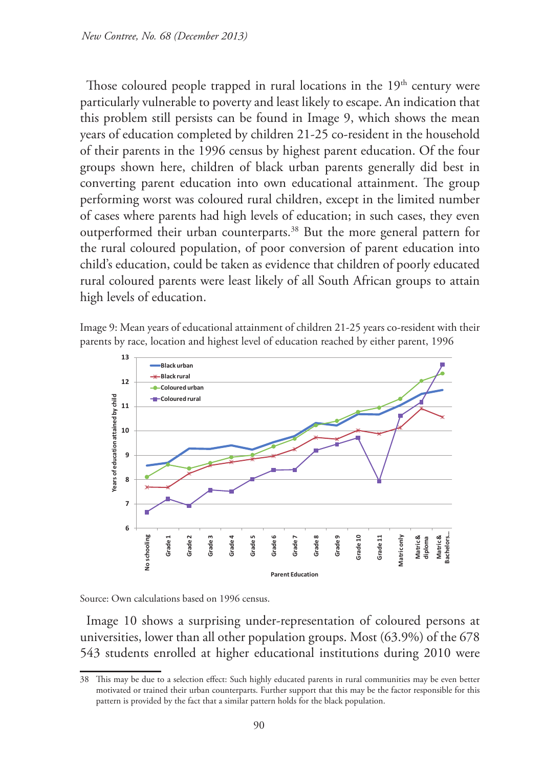Those coloured people trapped in rural locations in the 19th century were particularly vulnerable to poverty and least likely to escape. An indication that this problem still persists can be found in Image 9, which shows the mean years of education completed by children 21-25 co-resident in the household of their parents in the 1996 census by highest parent education. Of the four groups shown here, children of black urban parents generally did best in converting parent education into own educational attainment. The group performing worst was coloured rural children, except in the limited number of cases where parents had high levels of education; in such cases, they even outperformed their urban counterparts.[38] But the more general pattern for the rural coloured population, of poor conversion of parent education into child's education, could be taken as evidence that children of poorly educated rural coloured parents were least likely of all South African groups to attain high levels of education.

Image 9: Mean years of educational attainment of children 21-25 years co-resident with their parents by race, location and highest level of education reached by either parent, 1996

Source: Own calculations based on 1996 census.

Image 10 shows a surprising under-representation of coloured persons at universities, lower than all other population groups. Most (63.9%) of the 678 543 students enrolled at higher educational institutions during 2010 were

---

38 This may be due to a selection effect: Such highly educated parents in rural communities may be even better motivated or trained their urban counterparts. Further support that this may be the factor responsible for this pattern is provided by the fact that a similar pattern holds for the black population.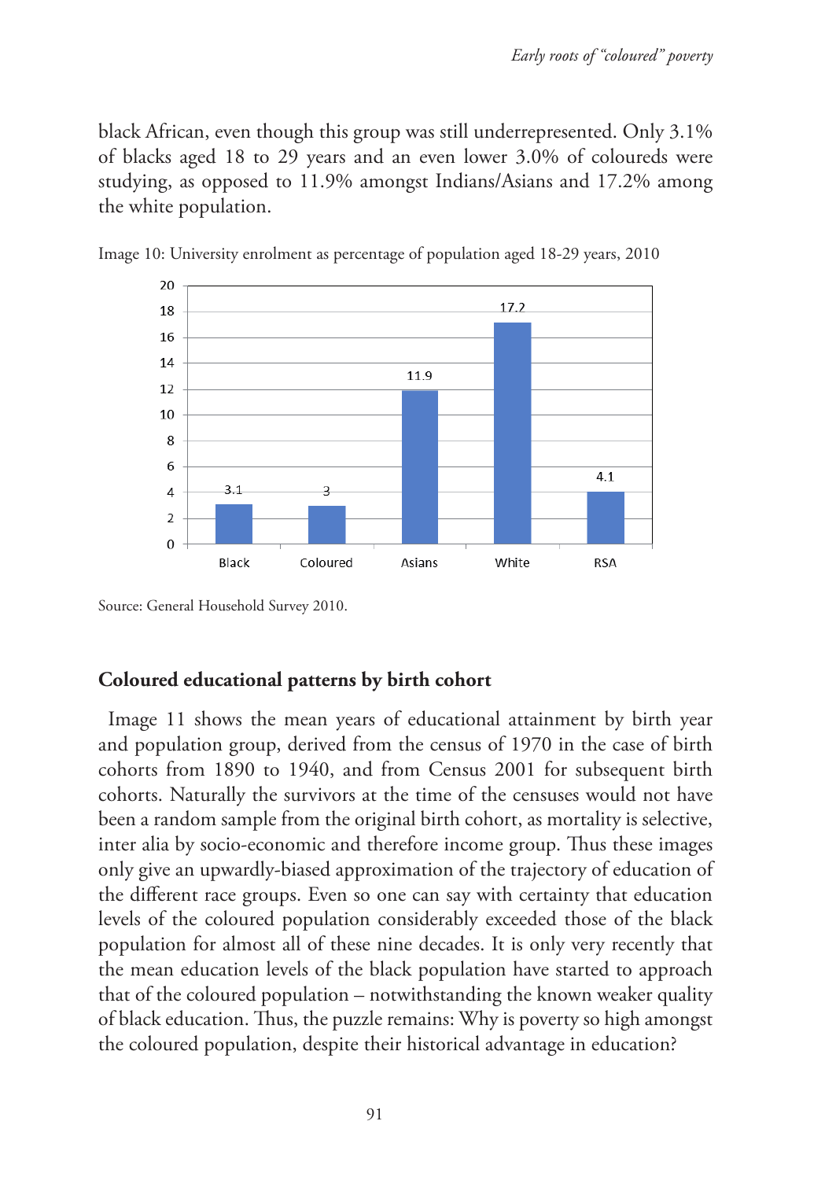black African, even though this group was still underrepresented. Only 3.1% of blacks aged 18 to 29 years and an even lower 3.0% of coloureds were studying, as opposed to 11.9% amongst Indians/Asians and 17.2% among the white population.

Image 10: University enrolment as percentage of population aged 18-29 years, 2010

| Group | % |
|---|---|
| Black | 3.1 |
| Coloured | 3 |
| Asians | 11.9 |
| White | 17.2 |
| RSA | 4.1 |

Source: General Household Survey 2010.

## Coloured educational patterns by birth cohort

Image 11 shows the mean years of educational attainment by birth year and population group, derived from the census of 1970 in the case of birth cohorts from 1890 to 1940, and from Census 2001 for subsequent birth cohorts. Naturally the survivors at the time of the censuses would not have been a random sample from the original birth cohort, as mortality is selective, inter alia by socio-economic and therefore income group. Thus these images only give an upwardly-biased approximation of the trajectory of education of the different race groups. Even so one can say with certainty that education levels of the coloured population considerably exceeded those of the black population for almost all of these nine decades. It is only very recently that the mean education levels of the black population have started to approach that of the coloured population – notwithstanding the known weaker quality of black education. Thus, the puzzle remains: Why is poverty so high amongst the coloured population, despite their historical advantage in education?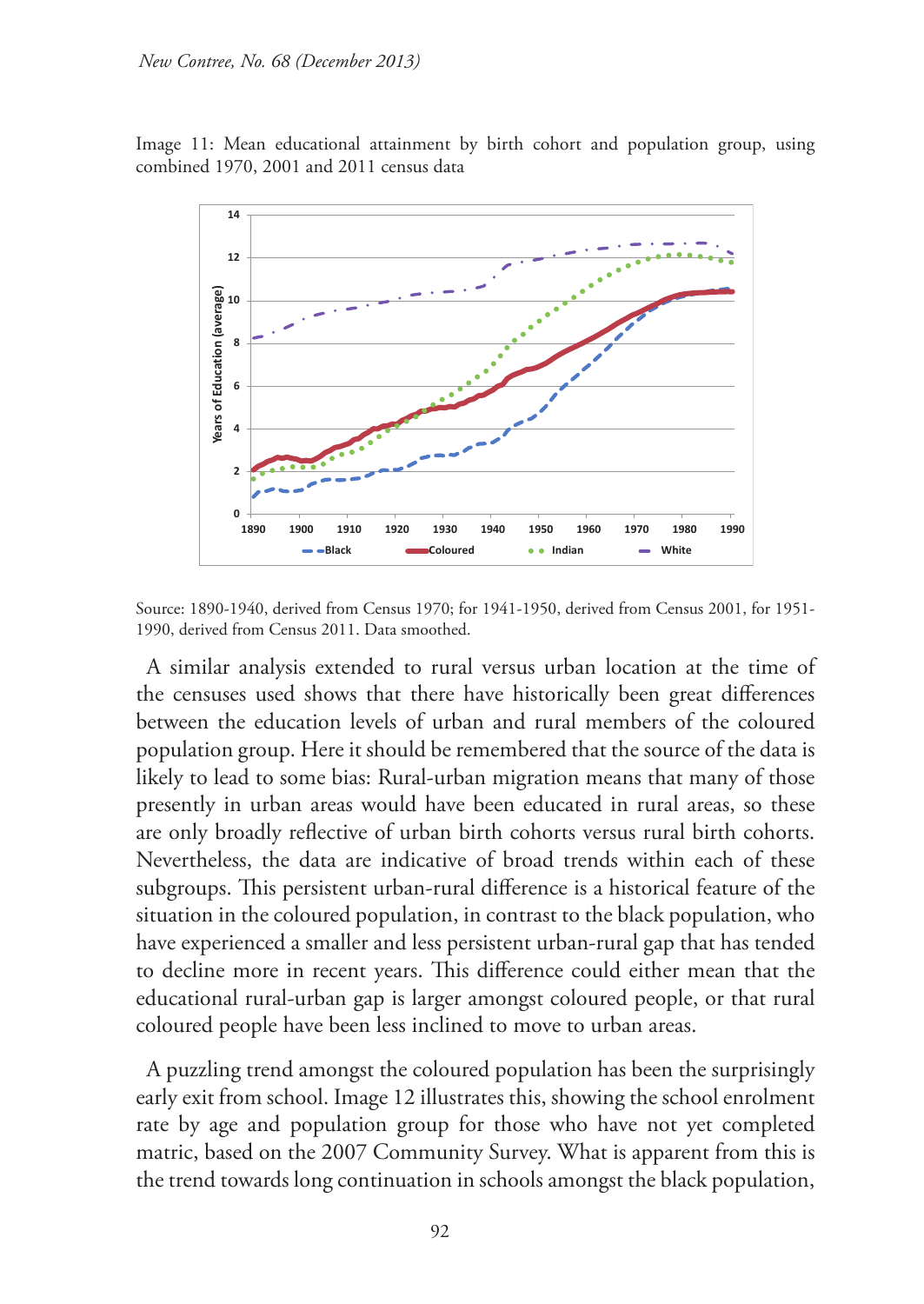Image 11: Mean educational attainment by birth cohort and population group, using combined 1970, 2001 and 2011 census data

Source: 1890-1940, derived from Census 1970; for 1941-1950, derived from Census 2001, for 1951-1990, derived from Census 2011. Data smoothed.

A similar analysis extended to rural versus urban location at the time of the censuses used shows that there have historically been great differences between the education levels of urban and rural members of the coloured population group. Here it should be remembered that the source of the data is likely to lead to some bias: Rural-urban migration means that many of those presently in urban areas would have been educated in rural areas, so these are only broadly reflective of urban birth cohorts versus rural birth cohorts. Nevertheless, the data are indicative of broad trends within each of these subgroups. This persistent urban-rural difference is a historical feature of the situation in the coloured population, in contrast to the black population, who have experienced a smaller and less persistent urban-rural gap that has tended to decline more in recent years. This difference could either mean that the educational rural-urban gap is larger amongst coloured people, or that rural coloured people have been less inclined to move to urban areas.

A puzzling trend amongst the coloured population has been the surprisingly early exit from school. Image 12 illustrates this, showing the school enrolment rate by age and population group for those who have not yet completed matric, based on the 2007 Community Survey. What is apparent from this is the trend towards long continuation in schools amongst the black population,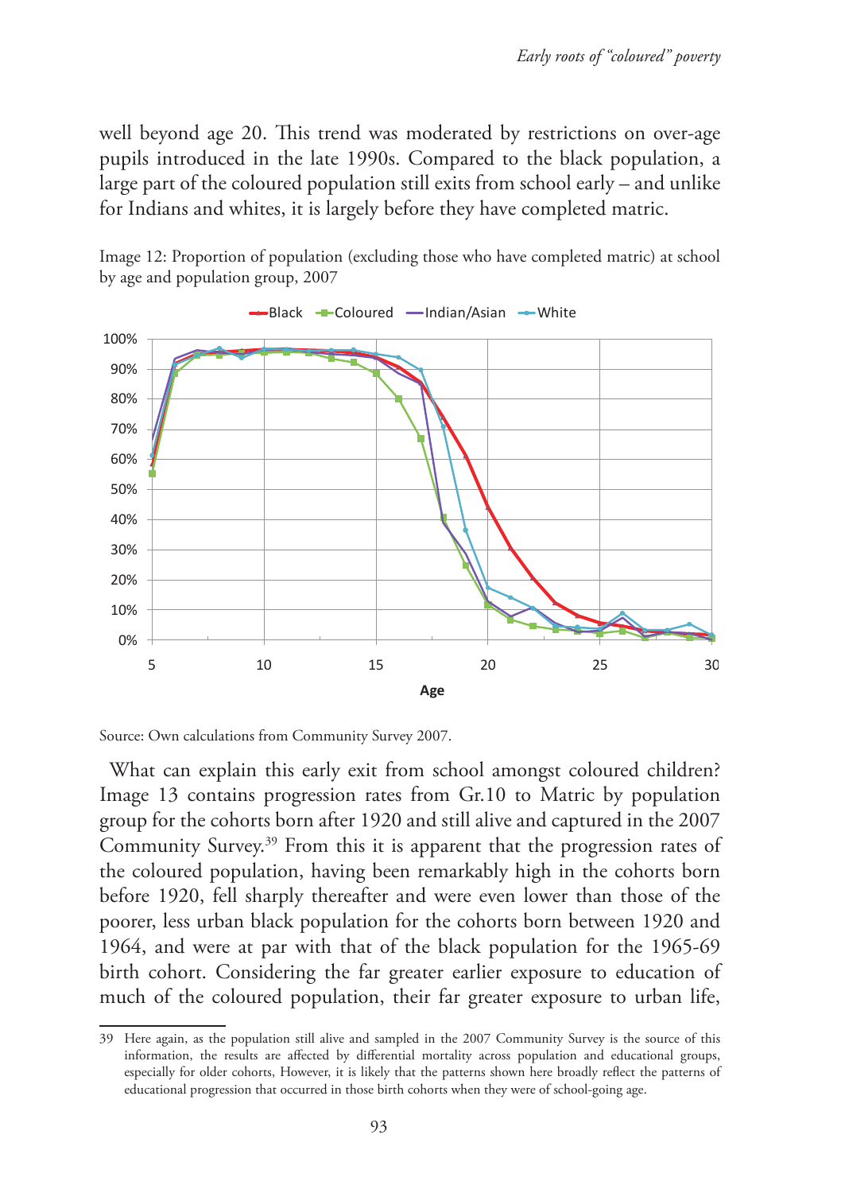well beyond age 20. This trend was moderated by restrictions on over-age pupils introduced in the late 1990s. Compared to the black population, a large part of the coloured population still exits from school early – and unlike for Indians and whites, it is largely before they have completed matric.

Image 12: Proportion of population (excluding those who have completed matric) at school by age and population group, 2007

Source: Own calculations from Community Survey 2007.

What can explain this early exit from school amongst coloured children? Image 13 contains progression rates from Gr.10 to Matric by population group for the cohorts born after 1920 and still alive and captured in the 2007 Community Survey.[39] From this it is apparent that the progression rates of the coloured population, having been remarkably high in the cohorts born before 1920, fell sharply thereafter and were even lower than those of the poorer, less urban black population for the cohorts born between 1920 and 1964, and were at par with that of the black population for the 1965-69 birth cohort. Considering the far greater earlier exposure to education of much of the coloured population, their far greater exposure to urban life,

39 Here again, as the population still alive and sampled in the 2007 Community Survey is the source of this information, the results are affected by differential mortality across population and educational groups, especially for older cohorts, However, it is likely that the patterns shown here broadly reflect the patterns of educational progression that occurred in those birth cohorts when they were of school-going age.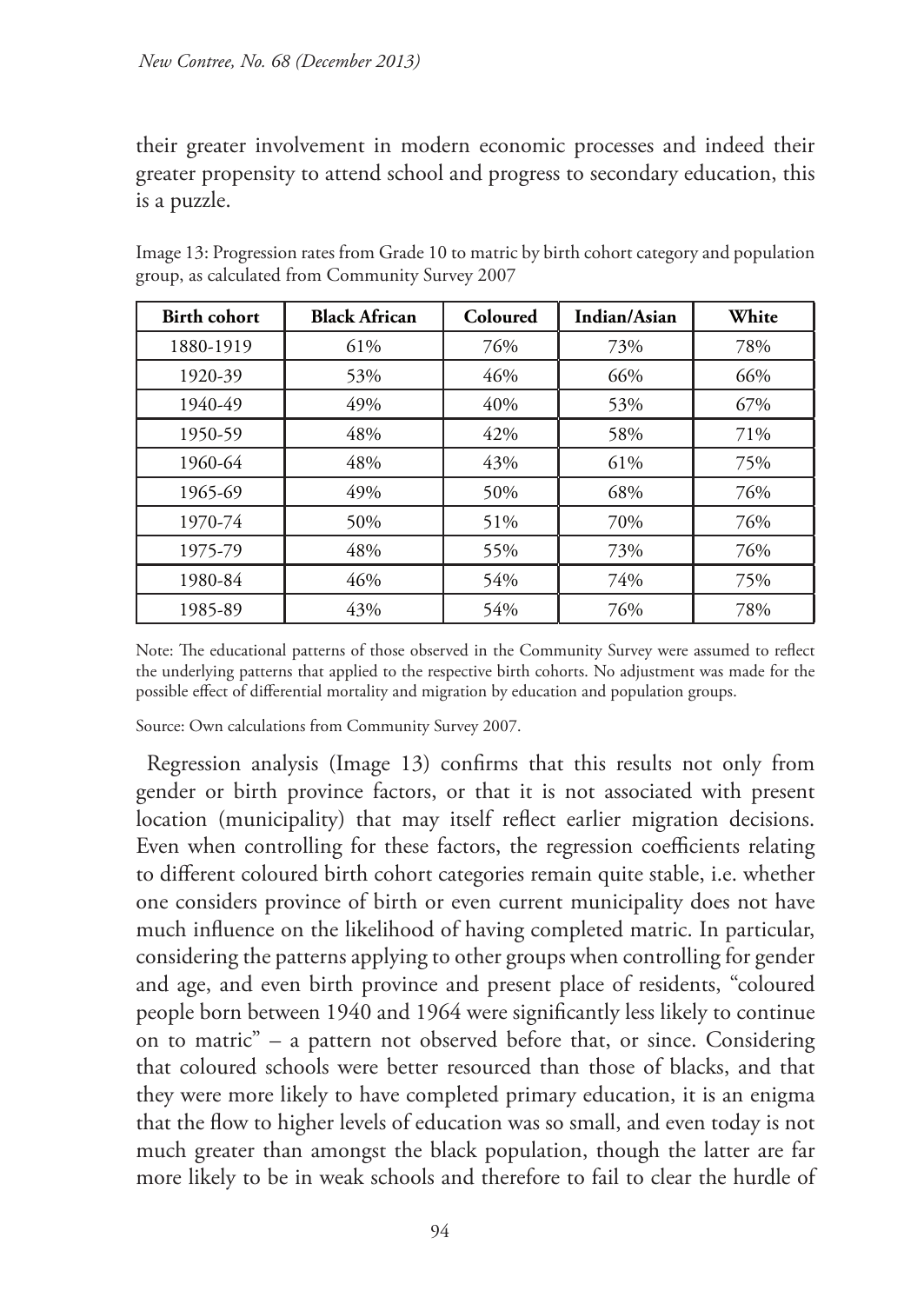their greater involvement in modern economic processes and indeed their greater propensity to attend school and progress to secondary education, this is a puzzle.

Image 13: Progression rates from Grade 10 to matric by birth cohort category and population group, as calculated from Community Survey 2007

| Birth cohort | Black African | Coloured | Indian/Asian | White |
|---|---|---|---|---|
| 1880-1919 | 61% | 76% | 73% | 78% |
| 1920-39 | 53% | 46% | 66% | 66% |
| 1940-49 | 49% | 40% | 53% | 67% |
| 1950-59 | 48% | 42% | 58% | 71% |
| 1960-64 | 48% | 43% | 61% | 75% |
| 1965-69 | 49% | 50% | 68% | 76% |
| 1970-74 | 50% | 51% | 70% | 76% |
| 1975-79 | 48% | 55% | 73% | 76% |
| 1980-84 | 46% | 54% | 74% | 75% |
| 1985-89 | 43% | 54% | 76% | 78% |

Note: The educational patterns of those observed in the Community Survey were assumed to reflect the underlying patterns that applied to the respective birth cohorts. No adjustment was made for the possible effect of differential mortality and migration by education and population groups.

Source: Own calculations from Community Survey 2007.

Regression analysis (Image 13) confirms that this results not only from gender or birth province factors, or that it is not associated with present location (municipality) that may itself reflect earlier migration decisions. Even when controlling for these factors, the regression coefficients relating to different coloured birth cohort categories remain quite stable, i.e. whether one considers province of birth or even current municipality does not have much influence on the likelihood of having completed matric. In particular, considering the patterns applying to other groups when controlling for gender and age, and even birth province and present place of residents, "coloured people born between 1940 and 1964 were significantly less likely to continue on to matric" – a pattern not observed before that, or since. Considering that coloured schools were better resourced than those of blacks, and that they were more likely to have completed primary education, it is an enigma that the flow to higher levels of education was so small, and even today is not much greater than amongst the black population, though the latter are far more likely to be in weak schools and therefore to fail to clear the hurdle of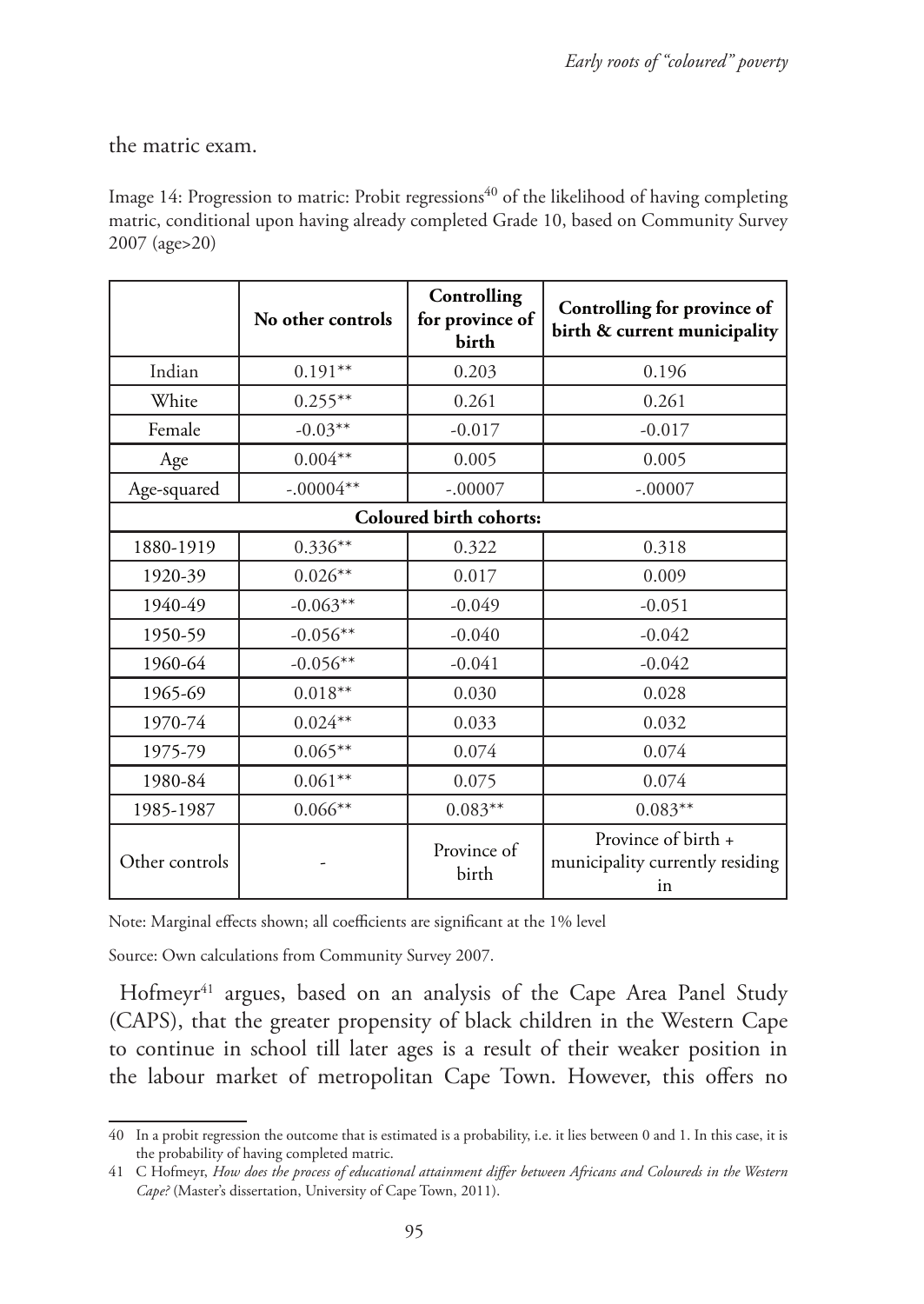the matric exam.

Image 14: Progression to matric: Probit regressions[40] of the likelihood of having completing matric, conditional upon having already completed Grade 10, based on Community Survey 2007 (age>20)

| | No other controls | Controlling for province of birth | Controlling for province of birth & current municipality |
|---|---|---|---|
| Indian | 0.191** | 0.203 | 0.196 |
| White | 0.255** | 0.261 | 0.261 |
| Female | -0.03** | -0.017 | -0.017 |
| Age | 0.004** | 0.005 | 0.005 |
| Age-squared | -.00004** | -.00007 | -.00007 |
| **Coloured birth cohorts:** | | | |
| 1880-1919 | 0.336** | 0.322 | 0.318 |
| 1920-39 | 0.026** | 0.017 | 0.009 |
| 1940-49 | -0.063** | -0.049 | -0.051 |
| 1950-59 | -0.056** | -0.040 | -0.042 |
| 1960-64 | -0.056** | -0.041 | -0.042 |
| 1965-69 | 0.018** | 0.030 | 0.028 |
| 1970-74 | 0.024** | 0.033 | 0.032 |
| 1975-79 | 0.065** | 0.074 | 0.074 |
| 1980-84 | 0.061** | 0.075 | 0.074 |
| 1985-1987 | 0.066** | 0.083** | 0.083** |
| Other controls | - | Province of birth | Province of birth + municipality currently residing in |

Note: Marginal effects shown; all coefficients are significant at the 1% level

Source: Own calculations from Community Survey 2007.

Hofmeyr[41] argues, based on an analysis of the Cape Area Panel Study (CAPS), that the greater propensity of black children in the Western Cape to continue in school till later ages is a result of their weaker position in the labour market of metropolitan Cape Town. However, this offers no

---

40 In a probit regression the outcome that is estimated is a probability, i.e. it lies between 0 and 1. In this case, it is the probability of having completed matric.

41 C Hofmeyr, *How does the process of educational attainment differ between Africans and Coloureds in the Western Cape?* (Master's dissertation, University of Cape Town, 2011).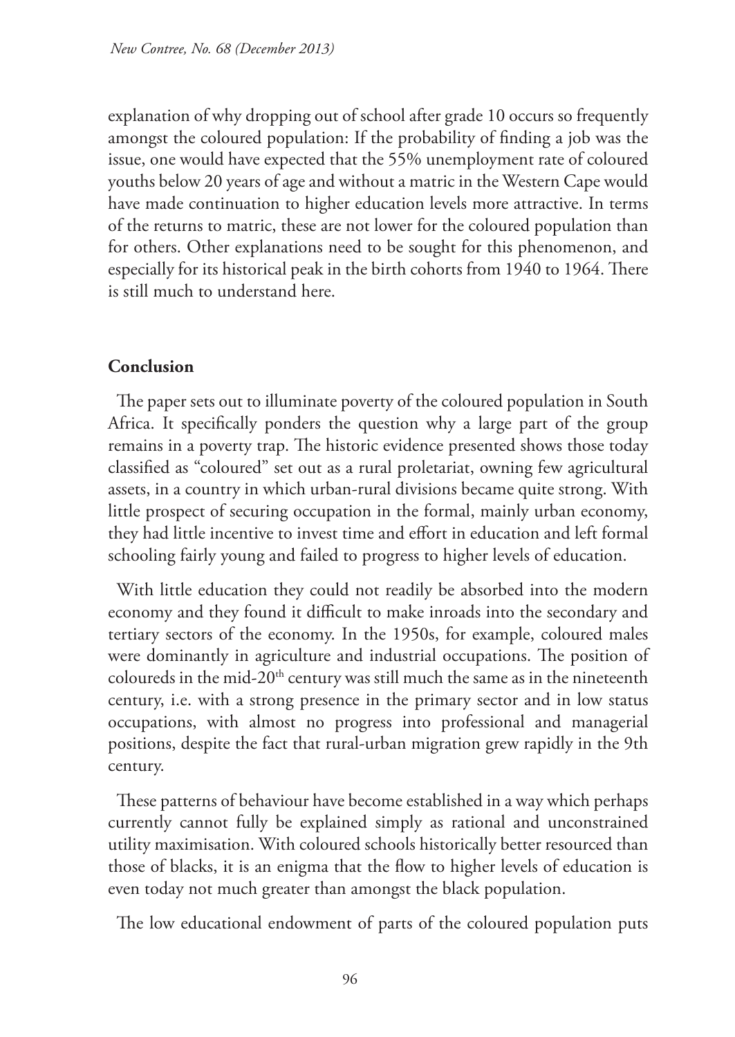explanation of why dropping out of school after grade 10 occurs so frequently amongst the coloured population: If the probability of finding a job was the issue, one would have expected that the 55% unemployment rate of coloured youths below 20 years of age and without a matric in the Western Cape would have made continuation to higher education levels more attractive. In terms of the returns to matric, these are not lower for the coloured population than for others. Other explanations need to be sought for this phenomenon, and especially for its historical peak in the birth cohorts from 1940 to 1964. There is still much to understand here.

**Conclusion**

The paper sets out to illuminate poverty of the coloured population in South Africa. It specifically ponders the question why a large part of the group remains in a poverty trap. The historic evidence presented shows those today classified as "coloured" set out as a rural proletariat, owning few agricultural assets, in a country in which urban-rural divisions became quite strong. With little prospect of securing occupation in the formal, mainly urban economy, they had little incentive to invest time and effort in education and left formal schooling fairly young and failed to progress to higher levels of education.

With little education they could not readily be absorbed into the modern economy and they found it difficult to make inroads into the secondary and tertiary sectors of the economy. In the 1950s, for example, coloured males were dominantly in agriculture and industrial occupations. The position of coloureds in the mid-20th century was still much the same as in the nineteenth century, i.e. with a strong presence in the primary sector and in low status occupations, with almost no progress into professional and managerial positions, despite the fact that rural-urban migration grew rapidly in the 9th century.

These patterns of behaviour have become established in a way which perhaps currently cannot fully be explained simply as rational and unconstrained utility maximisation. With coloured schools historically better resourced than those of blacks, it is an enigma that the flow to higher levels of education is even today not much greater than amongst the black population.

The low educational endowment of parts of the coloured population puts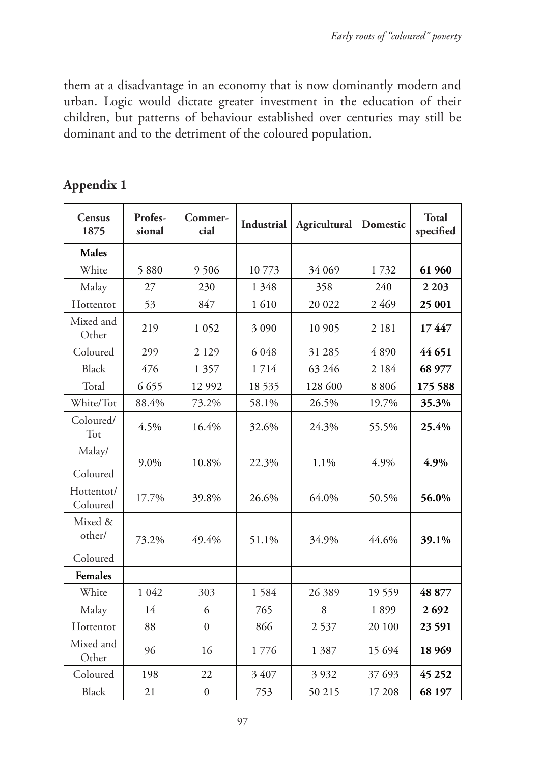them at a disadvantage in an economy that is now dominantly modern and urban. Logic would dictate greater investment in the education of their children, but patterns of behaviour established over centuries may still be dominant and to the detriment of the coloured population.

## Appendix 1

| Census 1875 | Professional | Commercial | Industrial | Agricultural | Domestic | Total specified |
|---|---|---|---|---|---|---|
| **Males** | | | | | | |
| White | 5 880 | 9 506 | 10 773 | 34 069 | 1 732 | **61 960** |
| Malay | 27 | 230 | 1 348 | 358 | 240 | **2 203** |
| Hottentot | 53 | 847 | 1 610 | 20 022 | 2 469 | **25 001** |
| Mixed and Other | 219 | 1 052 | 3 090 | 10 905 | 2 181 | **17 447** |
| Coloured | 299 | 2 129 | 6 048 | 31 285 | 4 890 | **44 651** |
| Black | 476 | 1 357 | 1 714 | 63 246 | 2 184 | **68 977** |
| Total | 6 655 | 12 992 | 18 535 | 128 600 | 8 806 | **175 588** |
| White/Tot | 88.4% | 73.2% | 58.1% | 26.5% | 19.7% | **35.3%** |
| Coloured/Tot | 4.5% | 16.4% | 32.6% | 24.3% | 55.5% | **25.4%** |
| Malay/Coloured | 9.0% | 10.8% | 22.3% | 1.1% | 4.9% | **4.9%** |
| Hottentot/Coloured | 17.7% | 39.8% | 26.6% | 64.0% | 50.5% | **56.0%** |
| Mixed & other/Coloured | 73.2% | 49.4% | 51.1% | 34.9% | 44.6% | **39.1%** |
| **Females** | | | | | | |
| White | 1 042 | 303 | 1 584 | 26 389 | 19 559 | **48 877** |
| Malay | 14 | 6 | 765 | 8 | 1 899 | **2 692** |
| Hottentot | 88 | 0 | 866 | 2 537 | 20 100 | **23 591** |
| Mixed and Other | 96 | 16 | 1 776 | 1 387 | 15 694 | **18 969** |
| Coloured | 198 | 22 | 3 407 | 3 932 | 37 693 | **45 252** |
| Black | 21 | 0 | 753 | 50 215 | 17 208 | **68 197** |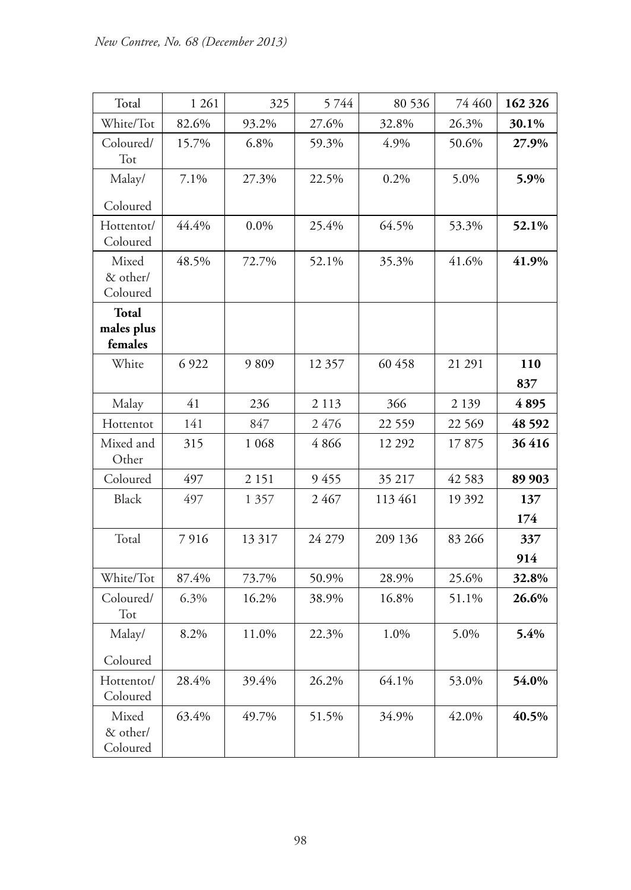| | | | | | | |
|---|---|---|---|---|---|---|
| Total | 1 261 | 325 | 5 744 | 80 536 | 74 460 | **162 326** |
| White/Tot | 82.6% | 93.2% | 27.6% | 32.8% | 26.3% | **30.1%** |
| Coloured/ Tot | 15.7% | 6.8% | 59.3% | 4.9% | 50.6% | **27.9%** |
| Malay/ Coloured | 7.1% | 27.3% | 22.5% | 0.2% | 5.0% | **5.9%** |
| Hottentot/ Coloured | 44.4% | 0.0% | 25.4% | 64.5% | 53.3% | **52.1%** |
| Mixed & other/ Coloured | 48.5% | 72.7% | 52.1% | 35.3% | 41.6% | **41.9%** |
| **Total males plus females** | | | | | | |
| White | 6 922 | 9 809 | 12 357 | 60 458 | 21 291 | **110 837** |
| Malay | 41 | 236 | 2 113 | 366 | 2 139 | **4 895** |
| Hottentot | 141 | 847 | 2 476 | 22 559 | 22 569 | **48 592** |
| Mixed and Other | 315 | 1 068 | 4 866 | 12 292 | 17 875 | **36 416** |
| Coloured | 497 | 2 151 | 9 455 | 35 217 | 42 583 | **89 903** |
| Black | 497 | 1 357 | 2 467 | 113 461 | 19 392 | **137 174** |
| Total | 7 916 | 13 317 | 24 279 | 209 136 | 83 266 | **337 914** |
| White/Tot | 87.4% | 73.7% | 50.9% | 28.9% | 25.6% | **32.8%** |
| Coloured/ Tot | 6.3% | 16.2% | 38.9% | 16.8% | 51.1% | **26.6%** |
| Malay/ Coloured | 8.2% | 11.0% | 22.3% | 1.0% | 5.0% | **5.4%** |
| Hottentot/ Coloured | 28.4% | 39.4% | 26.2% | 64.1% | 53.0% | **54.0%** |
| Mixed & other/ Coloured | 63.4% | 49.7% | 51.5% | 34.9% | 42.0% | **40.5%** |